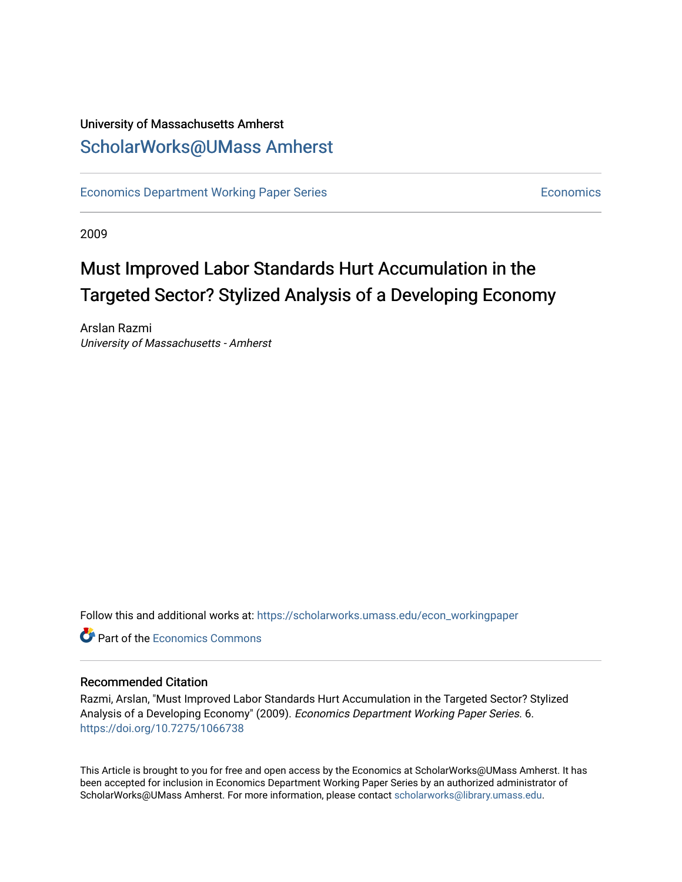University of Massachusetts Amherst

# ScholarWorks@UMass Amherst

Economics Department Working Paper Series | Economics

2009

## Must Improved Labor Standards Hurt Accumulation in the Targeted Sector? Stylized Analysis of a Developing Economy

Arslan Razmi
*University of Massachusetts - Amherst*

Follow this and additional works at: https://scholarworks.umass.edu/econ_workingpaper

Part of the Economics Commons

### Recommended Citation

Razmi, Arslan, "Must Improved Labor Standards Hurt Accumulation in the Targeted Sector? Stylized Analysis of a Developing Economy" (2009). *Economics Department Working Paper Series*. 6.
https://doi.org/10.7275/1066738

This Article is brought to you for free and open access by the Economics at ScholarWorks@UMass Amherst. It has been accepted for inclusion in Economics Department Working Paper Series by an authorized administrator of ScholarWorks@UMass Amherst. For more information, please contact scholarworks@library.umass.edu.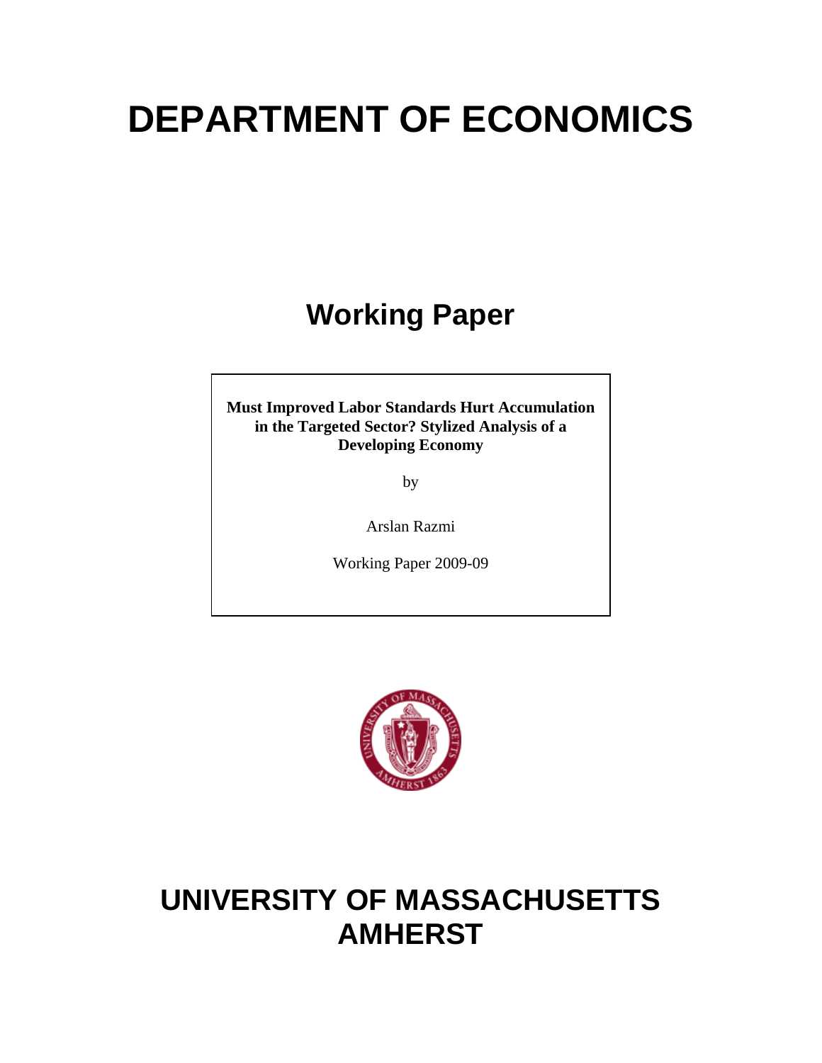# DEPARTMENT OF ECONOMICS

## Working Paper

**Must Improved Labor Standards Hurt Accumulation in the Targeted Sector? Stylized Analysis of a Developing Economy**

by

Arslan Razmi

Working Paper 2009-09

# UNIVERSITY OF MASSACHUSETTS AMHERST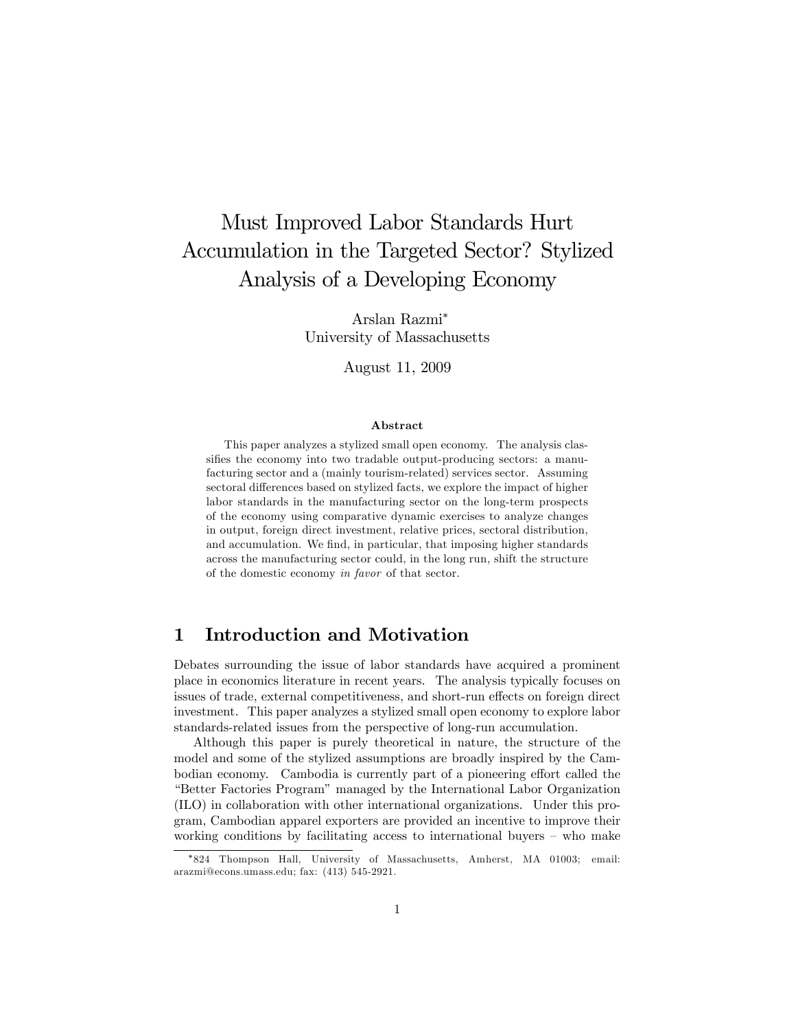# Must Improved Labor Standards Hurt Accumulation in the Targeted Sector? Stylized Analysis of a Developing Economy

Arslan Razmi[*]
University of Massachusetts

August 11, 2009

**Abstract**

This paper analyzes a stylized small open economy. The analysis classifies the economy into two tradable output-producing sectors: a manufacturing sector and a (mainly tourism-related) services sector. Assuming sectoral differences based on stylized facts, we explore the impact of higher labor standards in the manufacturing sector on the long-term prospects of the economy using comparative dynamic exercises to analyze changes in output, foreign direct investment, relative prices, sectoral distribution, and accumulation. We find, in particular, that imposing higher standards across the manufacturing sector could, in the long run, shift the structure of the domestic economy *in favor* of that sector.

## 1 Introduction and Motivation

Debates surrounding the issue of labor standards have acquired a prominent place in economics literature in recent years. The analysis typically focuses on issues of trade, external competitiveness, and short-run effects on foreign direct investment. This paper analyzes a stylized small open economy to explore labor standards-related issues from the perspective of long-run accumulation.

Although this paper is purely theoretical in nature, the structure of the model and some of the stylized assumptions are broadly inspired by the Cambodian economy. Cambodia is currently part of a pioneering effort called the "Better Factories Program" managed by the International Labor Organization (ILO) in collaboration with other international organizations. Under this program, Cambodian apparel exporters are provided an incentive to improve their working conditions by facilitating access to international buyers – who make

[*]824 Thompson Hall, University of Massachusetts, Amherst, MA 01003; email: arazmi@econs.umass.edu; fax: (413) 545-2921.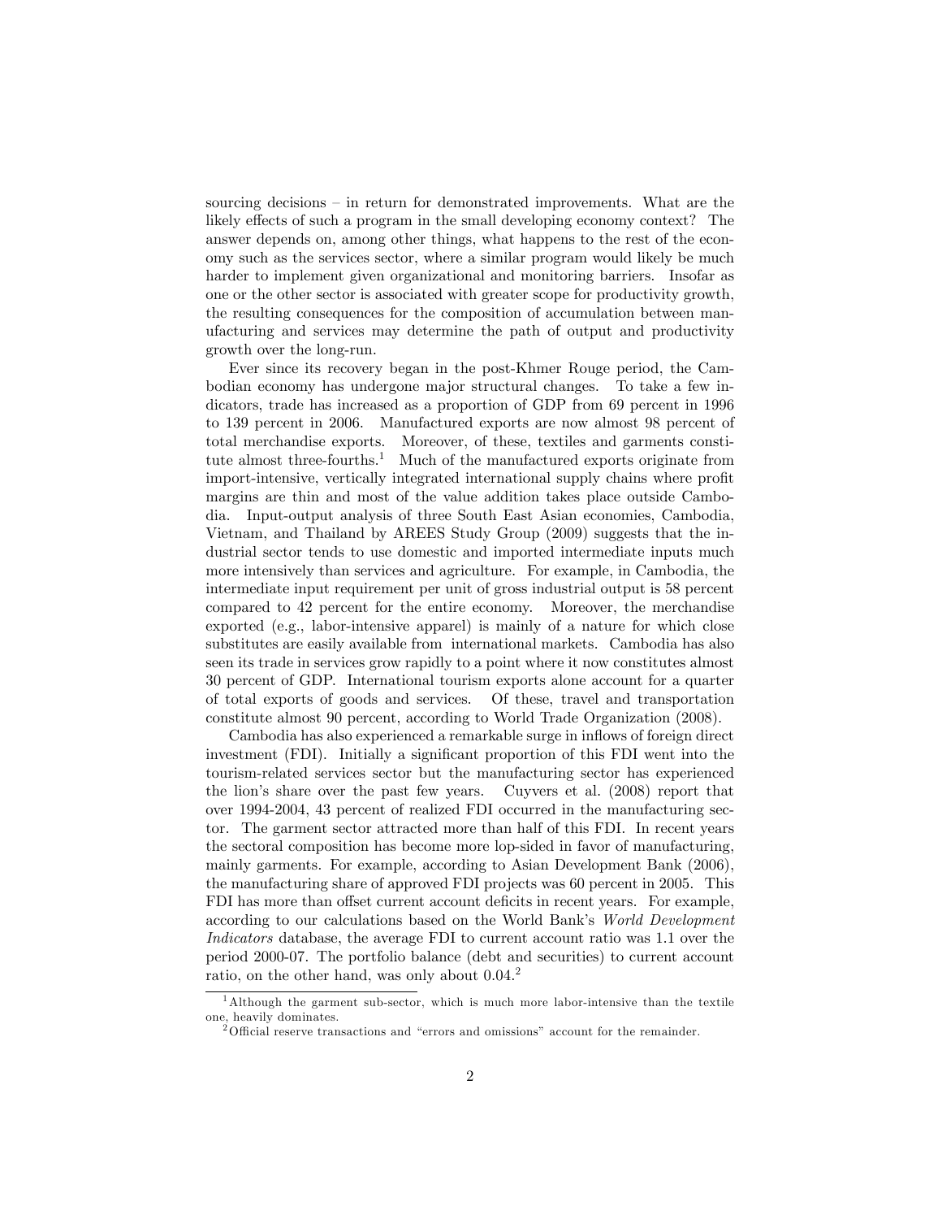sourcing decisions – in return for demonstrated improvements. What are the likely effects of such a program in the small developing economy context? The answer depends on, among other things, what happens to the rest of the economy such as the services sector, where a similar program would likely be much harder to implement given organizational and monitoring barriers. Insofar as one or the other sector is associated with greater scope for productivity growth, the resulting consequences for the composition of accumulation between manufacturing and services may determine the path of output and productivity growth over the long-run.

Ever since its recovery began in the post-Khmer Rouge period, the Cambodian economy has undergone major structural changes. To take a few indicators, trade has increased as a proportion of GDP from 69 percent in 1996 to 139 percent in 2006. Manufactured exports are now almost 98 percent of total merchandise exports. Moreover, of these, textiles and garments constitute almost three-fourths.[1] Much of the manufactured exports originate from import-intensive, vertically integrated international supply chains where profit margins are thin and most of the value addition takes place outside Cambodia. Input-output analysis of three South East Asian economies, Cambodia, Vietnam, and Thailand by AREES Study Group (2009) suggests that the industrial sector tends to use domestic and imported intermediate inputs much more intensively than services and agriculture. For example, in Cambodia, the intermediate input requirement per unit of gross industrial output is 58 percent compared to 42 percent for the entire economy. Moreover, the merchandise exported (e.g., labor-intensive apparel) is mainly of a nature for which close substitutes are easily available from international markets. Cambodia has also seen its trade in services grow rapidly to a point where it now constitutes almost 30 percent of GDP. International tourism exports alone account for a quarter of total exports of goods and services. Of these, travel and transportation constitute almost 90 percent, according to World Trade Organization (2008).

Cambodia has also experienced a remarkable surge in inflows of foreign direct investment (FDI). Initially a significant proportion of this FDI went into the tourism-related services sector but the manufacturing sector has experienced the lion's share over the past few years. Cuyvers et al. (2008) report that over 1994-2004, 43 percent of realized FDI occurred in the manufacturing sector. The garment sector attracted more than half of this FDI. In recent years the sectoral composition has become more lop-sided in favor of manufacturing, mainly garments. For example, according to Asian Development Bank (2006), the manufacturing share of approved FDI projects was 60 percent in 2005. This FDI has more than offset current account deficits in recent years. For example, according to our calculations based on the World Bank's *World Development Indicators* database, the average FDI to current account ratio was 1.1 over the period 2000-07. The portfolio balance (debt and securities) to current account ratio, on the other hand, was only about 0.04.[2]

[1] Although the garment sub-sector, which is much more labor-intensive than the textile one, heavily dominates.

[2] Official reserve transactions and "errors and omissions" account for the remainder.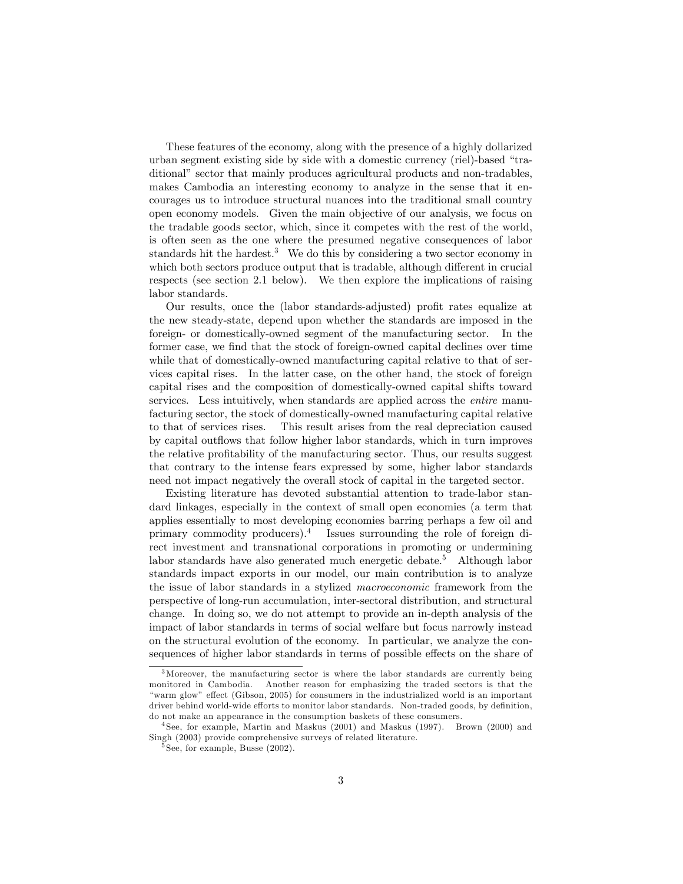These features of the economy, along with the presence of a highly dollarized urban segment existing side by side with a domestic currency (riel)-based "traditional" sector that mainly produces agricultural products and non-tradables, makes Cambodia an interesting economy to analyze in the sense that it encourages us to introduce structural nuances into the traditional small country open economy models. Given the main objective of our analysis, we focus on the tradable goods sector, which, since it competes with the rest of the world, is often seen as the one where the presumed negative consequences of labor standards hit the hardest.[3] We do this by considering a two sector economy in which both sectors produce output that is tradable, although different in crucial respects (see section 2.1 below). We then explore the implications of raising labor standards.

Our results, once the (labor standards-adjusted) profit rates equalize at the new steady-state, depend upon whether the standards are imposed in the foreign- or domestically-owned segment of the manufacturing sector. In the former case, we find that the stock of foreign-owned capital declines over time while that of domestically-owned manufacturing capital relative to that of services capital rises. In the latter case, on the other hand, the stock of foreign capital rises and the composition of domestically-owned capital shifts toward services. Less intuitively, when standards are applied across the *entire* manufacturing sector, the stock of domestically-owned manufacturing capital relative to that of services rises. This result arises from the real depreciation caused by capital outflows that follow higher labor standards, which in turn improves the relative profitability of the manufacturing sector. Thus, our results suggest that contrary to the intense fears expressed by some, higher labor standards need not impact negatively the overall stock of capital in the targeted sector.

Existing literature has devoted substantial attention to trade-labor standard linkages, especially in the context of small open economies (a term that applies essentially to most developing economies barring perhaps a few oil and primary commodity producers).[4] Issues surrounding the role of foreign direct investment and transnational corporations in promoting or undermining labor standards have also generated much energetic debate.[5] Although labor standards impact exports in our model, our main contribution is to analyze the issue of labor standards in a stylized *macroeconomic* framework from the perspective of long-run accumulation, inter-sectoral distribution, and structural change. In doing so, we do not attempt to provide an in-depth analysis of the impact of labor standards in terms of social welfare but focus narrowly instead on the structural evolution of the economy. In particular, we analyze the consequences of higher labor standards in terms of possible effects on the share of

---

[3] Moreover, the manufacturing sector is where the labor standards are currently being monitored in Cambodia. Another reason for emphasizing the traded sectors is that the "warm glow" effect (Gibson, 2005) for consumers in the industrialized world is an important driver behind world-wide efforts to monitor labor standards. Non-traded goods, by definition, do not make an appearance in the consumption baskets of these consumers.

[4] See, for example, Martin and Maskus (2001) and Maskus (1997). Brown (2000) and Singh (2003) provide comprehensive surveys of related literature.

[5] See, for example, Busse (2002).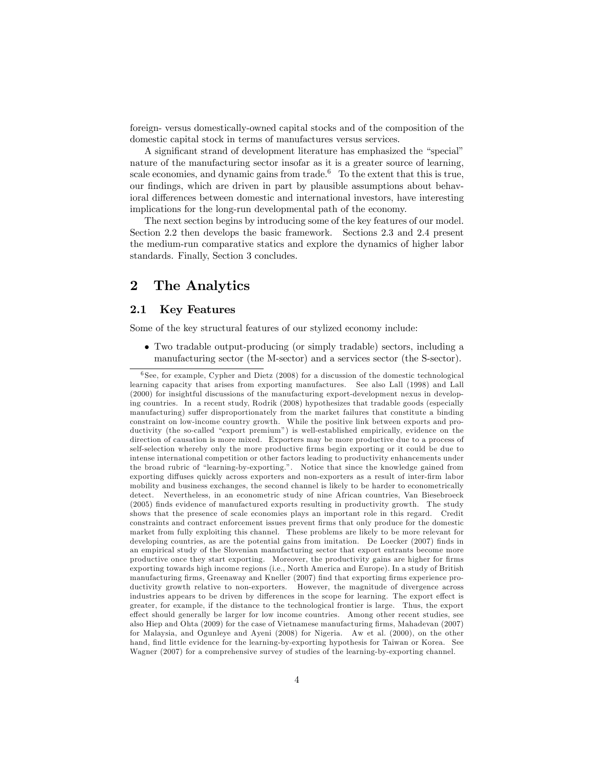foreign- versus domestically-owned capital stocks and of the composition of the domestic capital stock in terms of manufactures versus services.

A significant strand of development literature has emphasized the "special" nature of the manufacturing sector insofar as it is a greater source of learning, scale economies, and dynamic gains from trade.[6] To the extent that this is true, our findings, which are driven in part by plausible assumptions about behavioral differences between domestic and international investors, have interesting implications for the long-run developmental path of the economy.

The next section begins by introducing some of the key features of our model. Section 2.2 then develops the basic framework. Sections 2.3 and 2.4 present the medium-run comparative statics and explore the dynamics of higher labor standards. Finally, Section 3 concludes.

# 2 The Analytics

## 2.1 Key Features

Some of the key structural features of our stylized economy include:

- Two tradable output-producing (or simply tradable) sectors, including a manufacturing sector (the M-sector) and a services sector (the S-sector).

---

[6] See, for example, Cypher and Dietz (2008) for a discussion of the domestic technological learning capacity that arises from exporting manufactures. See also Lall (1998) and Lall (2000) for insightful discussions of the manufacturing export-development nexus in developing countries. In a recent study, Rodrik (2008) hypothesizes that tradable goods (especially manufacturing) suffer disproportionately from the market failures that constitute a binding constraint on low-income country growth. While the positive link between exports and productivity (the so-called "export premium") is well-established empirically, evidence on the direction of causation is more mixed. Exporters may be more productive due to a process of self-selection whereby only the more productive firms begin exporting or it could be due to intense international competition or other factors leading to productivity enhancements under the broad rubric of "learning-by-exporting.". Notice that since the knowledge gained from exporting diffuses quickly across exporters and non-exporters as a result of inter-firm labor mobility and business exchanges, the second channel is likely to be harder to econometrically detect. Nevertheless, in an econometric study of nine African countries, Van Biesebroeck (2005) finds evidence of manufactured exports resulting in productivity growth. The study shows that the presence of scale economies plays an important role in this regard. Credit constraints and contract enforcement issues prevent firms that only produce for the domestic market from fully exploiting this channel. These problems are likely to be more relevant for developing countries, as are the potential gains from imitation. De Loecker (2007) finds in an empirical study of the Slovenian manufacturing sector that export entrants become more productive once they start exporting. Moreover, the productivity gains are higher for firms exporting towards high income regions (i.e., North America and Europe). In a study of British manufacturing firms, Greenaway and Kneller (2007) find that exporting firms experience productivity growth relative to non-exporters. However, the magnitude of divergence across industries appears to be driven by differences in the scope for learning. The export effect is greater, for example, if the distance to the technological frontier is large. Thus, the export effect should generally be larger for low income countries. Among other recent studies, see also Hiep and Ohta (2009) for the case of Vietnamese manufacturing firms, Mahadevan (2007) for Malaysia, and Ogunleye and Ayeni (2008) for Nigeria. Aw et al. (2000), on the other hand, find little evidence for the learning-by-exporting hypothesis for Taiwan or Korea. See Wagner (2007) for a comprehensive survey of studies of the learning-by-exporting channel.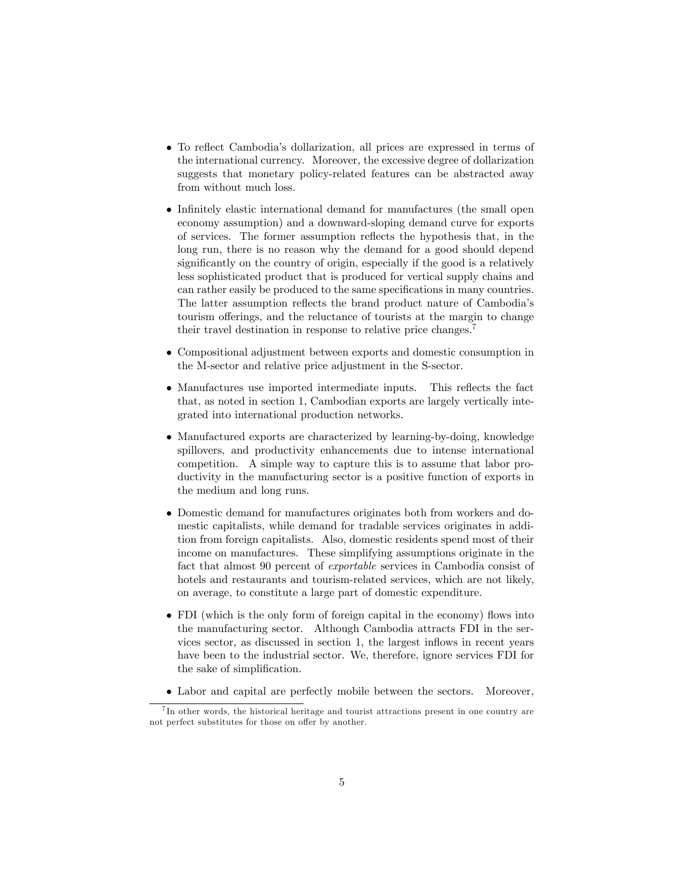- To reflect Cambodia's dollarization, all prices are expressed in terms of the international currency. Moreover, the excessive degree of dollarization suggests that monetary policy-related features can be abstracted away from without much loss.

- Infinitely elastic international demand for manufactures (the small open economy assumption) and a downward-sloping demand curve for exports of services. The former assumption reflects the hypothesis that, in the long run, there is no reason why the demand for a good should depend significantly on the country of origin, especially if the good is a relatively less sophisticated product that is produced for vertical supply chains and can rather easily be produced to the same specifications in many countries. The latter assumption reflects the brand product nature of Cambodia's tourism offerings, and the reluctance of tourists at the margin to change their travel destination in response to relative price changes.[7]

- Compositional adjustment between exports and domestic consumption in the M-sector and relative price adjustment in the S-sector.

- Manufactures use imported intermediate inputs. This reflects the fact that, as noted in section 1, Cambodian exports are largely vertically integrated into international production networks.

- Manufactured exports are characterized by learning-by-doing, knowledge spillovers, and productivity enhancements due to intense international competition. A simple way to capture this is to assume that labor productivity in the manufacturing sector is a positive function of exports in the medium and long runs.

- Domestic demand for manufactures originates both from workers and domestic capitalists, while demand for tradable services originates in addition from foreign capitalists. Also, domestic residents spend most of their income on manufactures. These simplifying assumptions originate in the fact that almost 90 percent of *exportable* services in Cambodia consist of hotels and restaurants and tourism-related services, which are not likely, on average, to constitute a large part of domestic expenditure.

- FDI (which is the only form of foreign capital in the economy) flows into the manufacturing sector. Although Cambodia attracts FDI in the services sector, as discussed in section 1, the largest inflows in recent years have been to the industrial sector. We, therefore, ignore services FDI for the sake of simplification.

- Labor and capital are perfectly mobile between the sectors. Moreover,

[7] In other words, the historical heritage and tourist attractions present in one country are not perfect substitutes for those on offer by another.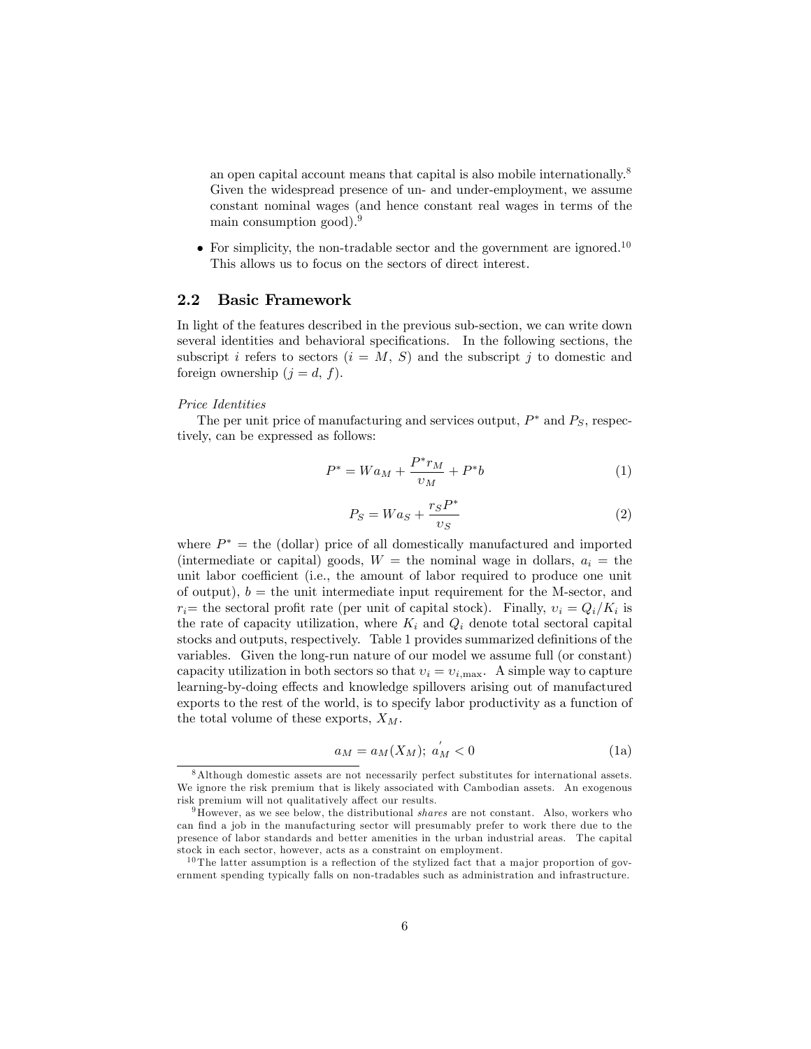an open capital account means that capital is also mobile internationally.[8] Given the widespread presence of un- and under-employment, we assume constant nominal wages (and hence constant real wages in terms of the main consumption good).[9]

- For simplicity, the non-tradable sector and the government are ignored.[10] This allows us to focus on the sectors of direct interest.

## 2.2 Basic Framework

In light of the features described in the previous sub-section, we can write down several identities and behavioral specifications. In the following sections, the subscript $i$ refers to sectors ($i = M$, $S$) and the subscript $j$ to domestic and foreign ownership ($j = d$, $f$).

*Price Identities*

The per unit price of manufacturing and services output, $P^*$ and $P_S$, respectively, can be expressed as follows:

$$P^* = Wa_M + \frac{P^* r_M}{\upsilon_M} + P^* b \tag{1}$$

$$P_S = Wa_S + \frac{r_S P^*}{\upsilon_S} \tag{2}$$

where $P^*$ = the (dollar) price of all domestically manufactured and imported (intermediate or capital) goods, $W$ = the nominal wage in dollars, $a_i$ = the unit labor coefficient (i.e., the amount of labor required to produce one unit of output), $b$ = the unit intermediate input requirement for the M-sector, and $r_i$= the sectoral profit rate (per unit of capital stock). Finally, $\upsilon_i = Q_i/K_i$ is the rate of capacity utilization, where $K_i$ and $Q_i$ denote total sectoral capital stocks and outputs, respectively. Table 1 provides summarized definitions of the variables. Given the long-run nature of our model we assume full (or constant) capacity utilization in both sectors so that $\upsilon_i = \upsilon_{i,\max}$. A simple way to capture learning-by-doing effects and knowledge spillovers arising out of manufactured exports to the rest of the world, is to specify labor productivity as a function of the total volume of these exports, $X_M$.

$$a_M = a_M(X_M);\ a_M^{'} < 0 \tag{1a}$$

[8] Although domestic assets are not necessarily perfect substitutes for international assets. We ignore the risk premium that is likely associated with Cambodian assets. An exogenous risk premium will not qualitatively affect our results.

[9] However, as we see below, the distributional *shares* are not constant. Also, workers who can find a job in the manufacturing sector will presumably prefer to work there due to the presence of labor standards and better amenities in the urban industrial areas. The capital stock in each sector, however, acts as a constraint on employment.

[10] The latter assumption is a reflection of the stylized fact that a major proportion of government spending typically falls on non-tradables such as administration and infrastructure.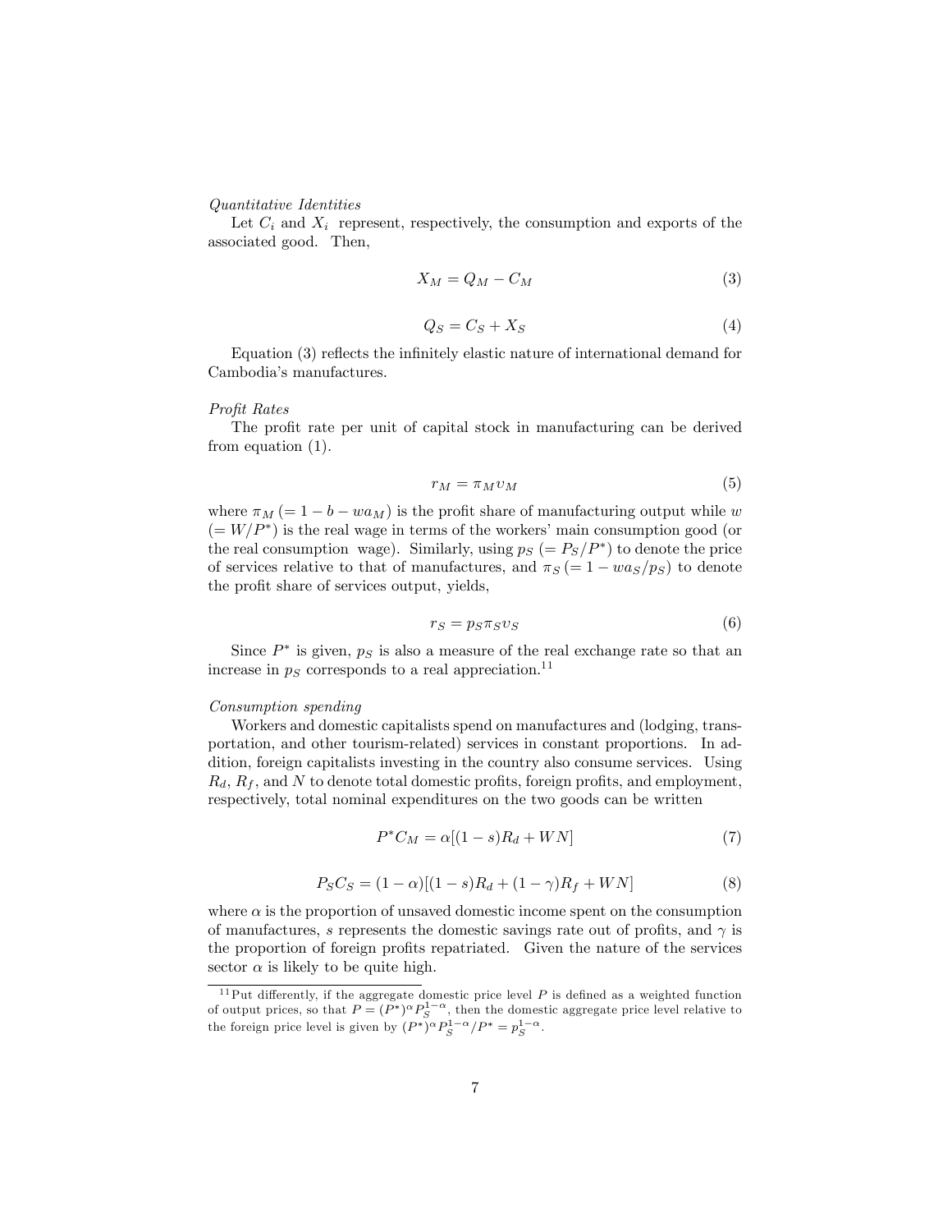*Quantitative Identities*

Let $C_i$ and $X_i$ represent, respectively, the consumption and exports of the associated good. Then,

$$X_M = Q_M - C_M \tag{3}$$

$$Q_S = C_S + X_S \tag{4}$$

Equation (3) reflects the infinitely elastic nature of international demand for Cambodia's manufactures.

*Profit Rates*

The profit rate per unit of capital stock in manufacturing can be derived from equation (1).

$$r_M = \pi_M \upsilon_M \tag{5}$$

where $\pi_M$ ($= 1 - b - wa_M$) is the profit share of manufacturing output while $w$ ($= W/P^*$) is the real wage in terms of the workers' main consumption good (or the real consumption wage). Similarly, using $p_S$ ($= P_S/P^*$) to denote the price of services relative to that of manufactures, and $\pi_S$ ($= 1 - wa_S/p_S$) to denote the profit share of services output, yields,

$$r_S = p_S \pi_S \upsilon_S \tag{6}$$

Since $P^*$ is given, $p_S$ is also a measure of the real exchange rate so that an increase in $p_S$ corresponds to a real appreciation.[11]

*Consumption spending*

Workers and domestic capitalists spend on manufactures and (lodging, transportation, and other tourism-related) services in constant proportions. In addition, foreign capitalists investing in the country also consume services. Using $R_d$, $R_f$, and $N$ to denote total domestic profits, foreign profits, and employment, respectively, total nominal expenditures on the two goods can be written

$$P^* C_M = \alpha[(1-s)R_d + WN] \tag{7}$$

$$P_S C_S = (1-\alpha)[(1-s)R_d + (1-\gamma)R_f + WN] \tag{8}$$

where $\alpha$ is the proportion of unsaved domestic income spent on the consumption of manufactures, $s$ represents the domestic savings rate out of profits, and $\gamma$ is the proportion of foreign profits repatriated. Given the nature of the services sector $\alpha$ is likely to be quite high.

[11] Put differently, if the aggregate domestic price level $P$ is defined as a weighted function of output prices, so that $P = (P^*)^\alpha P_S^{1-\alpha}$, then the domestic aggregate price level relative to the foreign price level is given by $(P^*)^\alpha P_S^{1-\alpha}/P^* = p_S^{1-\alpha}$.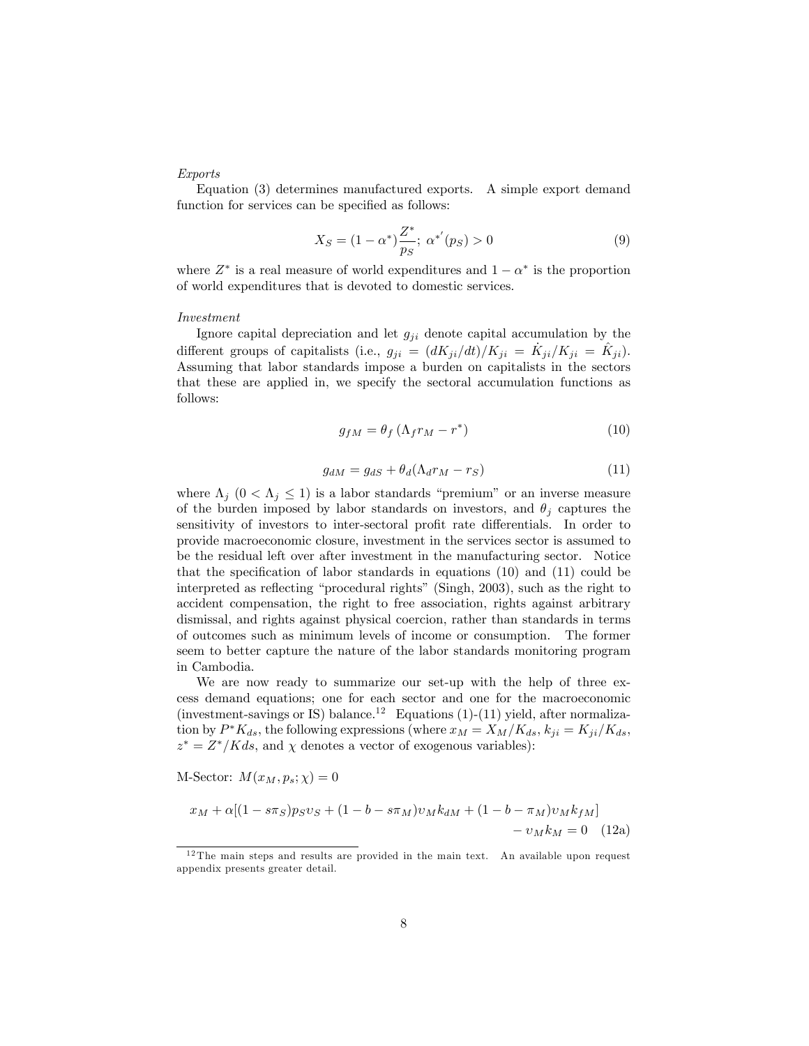*Exports*

Equation (3) determines manufactured exports. A simple export demand function for services can be specified as follows:

$$X_S = (1-\alpha^*)\frac{Z^*}{p_S};\ \alpha^{*'}(p_S) > 0 \tag{9}$$

where $Z^*$ is a real measure of world expenditures and $1-\alpha^*$ is the proportion of world expenditures that is devoted to domestic services.

*Investment*

Ignore capital depreciation and let $g_{ji}$ denote capital accumulation by the different groups of capitalists (i.e., $g_{ji} = (dK_{ji}/dt)/K_{ji} = \dot{K}_{ji}/K_{ji} = \hat{K}_{ji}$). Assuming that labor standards impose a burden on capitalists in the sectors that these are applied in, we specify the sectoral accumulation functions as follows:

$$g_{fM} = \theta_f\left(\Lambda_f r_M - r^*\right) \tag{10}$$

$$g_{dM} = g_{dS} + \theta_d(\Lambda_d r_M - r_S) \tag{11}$$

where $\Lambda_j$ $(0 < \Lambda_j \leq 1)$ is a labor standards "premium" or an inverse measure of the burden imposed by labor standards on investors, and $\theta_j$ captures the sensitivity of investors to inter-sectoral profit rate differentials. In order to provide macroeconomic closure, investment in the services sector is assumed to be the residual left over after investment in the manufacturing sector. Notice that the specification of labor standards in equations (10) and (11) could be interpreted as reflecting "procedural rights" (Singh, 2003), such as the right to accident compensation, the right to free association, rights against arbitrary dismissal, and rights against physical coercion, rather than standards in terms of outcomes such as minimum levels of income or consumption. The former seem to better capture the nature of the labor standards monitoring program in Cambodia.

We are now ready to summarize our set-up with the help of three excess demand equations; one for each sector and one for the macroeconomic (investment-savings or IS) balance.[12] Equations (1)-(11) yield, after normalization by $P^*K_{ds}$, the following expressions (where $x_M = X_M/K_{ds}$, $k_{ji} = K_{ji}/K_{ds}$, $z^* = Z^*/Kds$, and $\chi$ denotes a vector of exogenous variables):

M-Sector: $M(x_M, p_s; \chi) = 0$

$$x_M + \alpha[(1-s\pi_S)p_S\upsilon_S + (1-b-s\pi_M)\upsilon_M k_{dM} + (1-b-\pi_M)\upsilon_M k_{fM}] - \upsilon_M k_M = 0 \tag{12a}$$

[12] The main steps and results are provided in the main text. An available upon request appendix presents greater detail.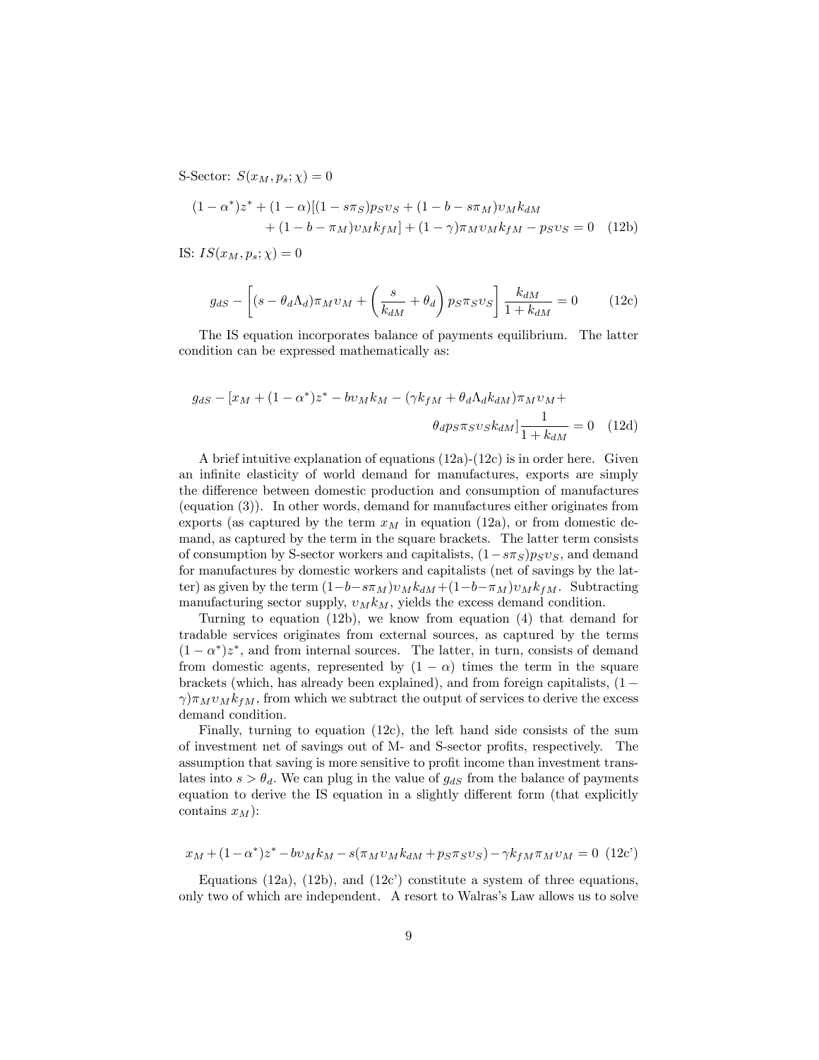S-Sector: $S(x_M, p_s; \chi) = 0$

$$(1-\alpha^*)z^* + (1-\alpha)[(1-s\pi_S)p_S \upsilon_S + (1-b-s\pi_M)\upsilon_M k_{dM} + (1-b-\pi_M)\upsilon_M k_{fM}] + (1-\gamma)\pi_M \upsilon_M k_{fM} - p_S \upsilon_S = 0 \quad \text{(12b)}$$

IS: $IS(x_M, p_s; \chi) = 0$

$$g_{dS} - \left[(s - \theta_d \Lambda_d)\pi_M \upsilon_M + \left(\frac{s}{k_{dM}} + \theta_d\right) p_S \pi_S \upsilon_S\right] \frac{k_{dM}}{1+k_{dM}} = 0 \qquad \text{(12c)}$$

The IS equation incorporates balance of payments equilibrium. The latter condition can be expressed mathematically as:

$$g_{dS} - [x_M + (1-\alpha^*)z^* - b\upsilon_M k_M - (\gamma k_{fM} + \theta_d \Lambda_d k_{dM})\pi_M \upsilon_M + \theta_d p_S \pi_S \upsilon_S k_{dM}]\frac{1}{1+k_{dM}} = 0 \quad \text{(12d)}$$

A brief intuitive explanation of equations (12a)-(12c) is in order here. Given an infinite elasticity of world demand for manufactures, exports are simply the difference between domestic production and consumption of manufactures (equation (3)). In other words, demand for manufactures either originates from exports (as captured by the term $x_M$ in equation (12a), or from domestic demand, as captured by the term in the square brackets. The latter term consists of consumption by S-sector workers and capitalists, $(1-s\pi_S)p_S\upsilon_S$, and demand for manufactures by domestic workers and capitalists (net of savings by the latter) as given by the term $(1-b-s\pi_M)\upsilon_M k_{dM} + (1-b-\pi_M)\upsilon_M k_{fM}$. Subtracting manufacturing sector supply, $\upsilon_M k_M$, yields the excess demand condition.

Turning to equation (12b), we know from equation (4) that demand for tradable services originates from external sources, as captured by the terms $(1-\alpha^*)z^*$, and from internal sources. The latter, in turn, consists of demand from domestic agents, represented by $(1-\alpha)$ times the term in the square brackets (which, has already been explained), and from foreign capitalists, $(1-\gamma)\pi_M \upsilon_M k_{fM}$, from which we subtract the output of services to derive the excess demand condition.

Finally, turning to equation (12c), the left hand side consists of the sum of investment net of savings out of M- and S-sector profits, respectively. The assumption that saving is more sensitive to profit income than investment translates into $s > \theta_d$. We can plug in the value of $g_{dS}$ from the balance of payments equation to derive the IS equation in a slightly different form (that explicitly contains $x_M$):

$$x_M + (1-\alpha^*)z^* - b\upsilon_M k_M - s(\pi_M \upsilon_M k_{dM} + p_S \pi_S \upsilon_S) - \gamma k_{fM} \pi_M \upsilon_M = 0 \quad \text{(12c')}$$

Equations (12a), (12b), and (12c') constitute a system of three equations, only two of which are independent. A resort to Walras's Law allows us to solve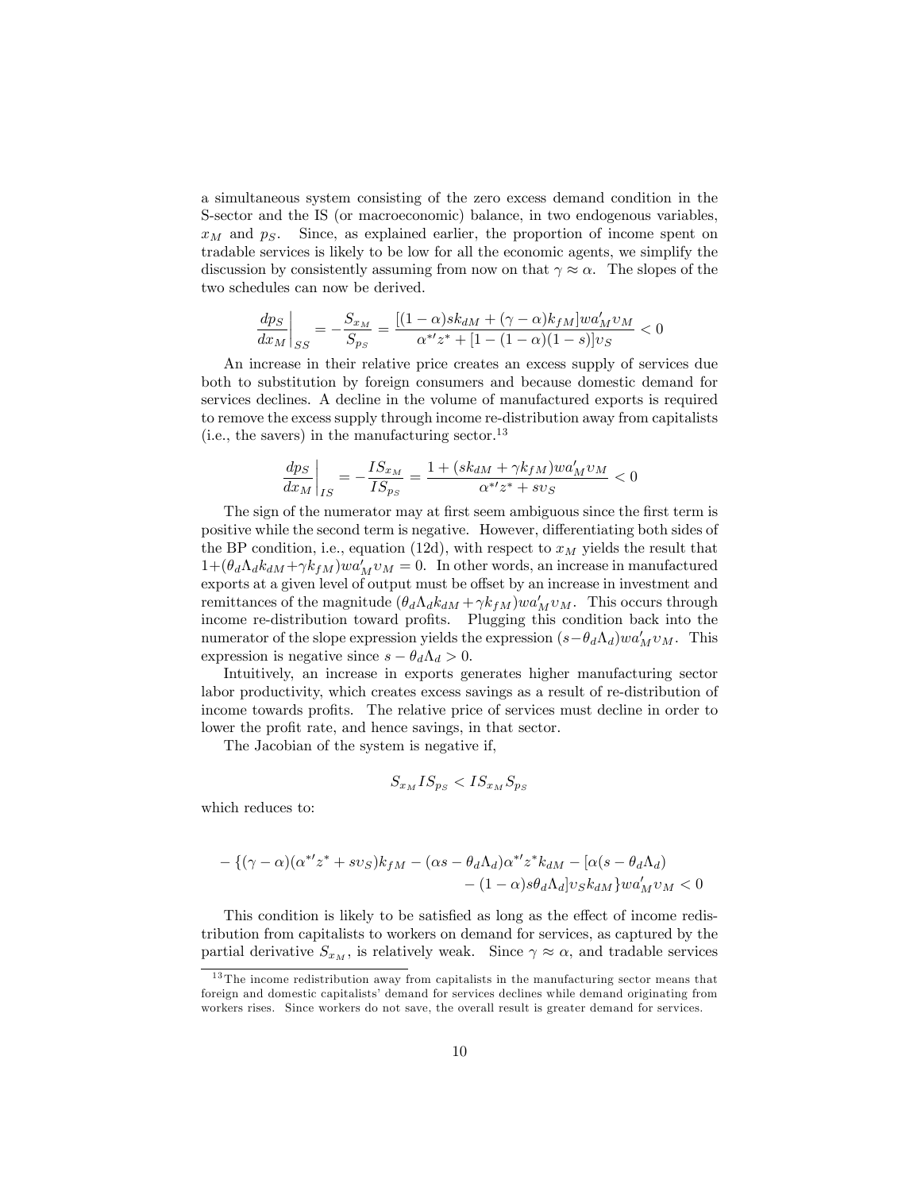a simultaneous system consisting of the zero excess demand condition in the S-sector and the IS (or macroeconomic) balance, in two endogenous variables, $x_M$ and $p_S$. Since, as explained earlier, the proportion of income spent on tradable services is likely to be low for all the economic agents, we simplify the discussion by consistently assuming from now on that $\gamma \approx \alpha$. The slopes of the two schedules can now be derived.

$$\left.\frac{dp_S}{dx_M}\right|_{SS} = -\frac{S_{x_M}}{S_{p_S}} = \frac{[(1-\alpha)sk_{dM} + (\gamma - \alpha)k_{fM}]wa'_M\upsilon_M}{\alpha^{*\prime}z^* + [1-(1-\alpha)(1-s)]\upsilon_S} < 0$$

An increase in their relative price creates an excess supply of services due both to substitution by foreign consumers and because domestic demand for services declines. A decline in the volume of manufactured exports is required to remove the excess supply through income re-distribution away from capitalists (i.e., the savers) in the manufacturing sector.[13]

$$\left.\frac{dp_S}{dx_M}\right|_{IS} = -\frac{IS_{x_M}}{IS_{p_S}} = \frac{1 + (sk_{dM} + \gamma k_{fM})wa'_M\upsilon_M}{\alpha^{*\prime}z^* + s\upsilon_S} < 0$$

The sign of the numerator may at first seem ambiguous since the first term is positive while the second term is negative. However, differentiating both sides of the BP condition, i.e., equation (12d), with respect to $x_M$ yields the result that $1+(\theta_d\Lambda_d k_{dM} + \gamma k_{fM})wa'_M\upsilon_M = 0$. In other words, an increase in manufactured exports at a given level of output must be offset by an increase in investment and remittances of the magnitude $(\theta_d\Lambda_d k_{dM} + \gamma k_{fM})wa'_M\upsilon_M$. This occurs through income re-distribution toward profits. Plugging this condition back into the numerator of the slope expression yields the expression $(s-\theta_d\Lambda_d)wa'_M\upsilon_M$. This expression is negative since $s - \theta_d\Lambda_d > 0$.

Intuitively, an increase in exports generates higher manufacturing sector labor productivity, which creates excess savings as a result of re-distribution of income towards profits. The relative price of services must decline in order to lower the profit rate, and hence savings, in that sector.

The Jacobian of the system is negative if,

$$S_{x_M}IS_{p_S} < IS_{x_M}S_{p_S}$$

which reduces to:

$$-\{(\gamma-\alpha)(\alpha^{*\prime}z^* + s\upsilon_S)k_{fM} - (\alpha s - \theta_d\Lambda_d)\alpha^{*\prime}z^*k_{dM} - [\alpha(s-\theta_d\Lambda_d) - (1-\alpha)s\theta_d\Lambda_d]\upsilon_S k_{dM}\}wa'_M\upsilon_M < 0$$

This condition is likely to be satisfied as long as the effect of income redistribution from capitalists to workers on demand for services, as captured by the partial derivative $S_{x_M}$, is relatively weak. Since $\gamma \approx \alpha$, and tradable services

[13] The income redistribution away from capitalists in the manufacturing sector means that foreign and domestic capitalists' demand for services declines while demand originating from workers rises. Since workers do not save, the overall result is greater demand for services.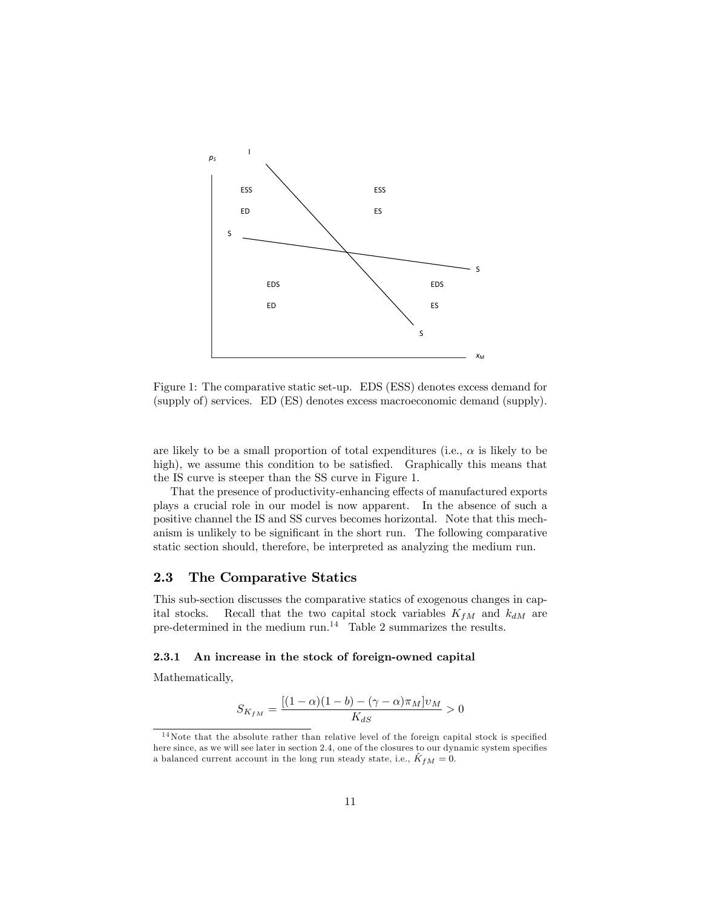Figure 1: The comparative static set-up. EDS (ESS) denotes excess demand for (supply of) services. ED (ES) denotes excess macroeconomic demand (supply).

are likely to be a small proportion of total expenditures (i.e., $\alpha$ is likely to be high), we assume this condition to be satisfied. Graphically this means that the IS curve is steeper than the SS curve in Figure 1.

That the presence of productivity-enhancing effects of manufactured exports plays a crucial role in our model is now apparent. In the absence of such a positive channel the IS and SS curves becomes horizontal. Note that this mechanism is unlikely to be significant in the short run. The following comparative static section should, therefore, be interpreted as analyzing the medium run.

## 2.3 The Comparative Statics

This sub-section discusses the comparative statics of exogenous changes in capital stocks. Recall that the two capital stock variables $K_{fM}$ and $k_{dM}$ are pre-determined in the medium run.[14] Table 2 summarizes the results.

### 2.3.1 An increase in the stock of foreign-owned capital

Mathematically,

$$S_{K_{fM}} = \frac{[(1-\alpha)(1-b) - (\gamma - \alpha)\pi_M]\upsilon_M}{K_{dS}} > 0$$

[14] Note that the absolute rather than relative level of the foreign capital stock is specified here since, as we will see later in section 2.4, one of the closures to our dynamic system specifies a balanced current account in the long run steady state, i.e., $\hat{K}_{fM} = 0$.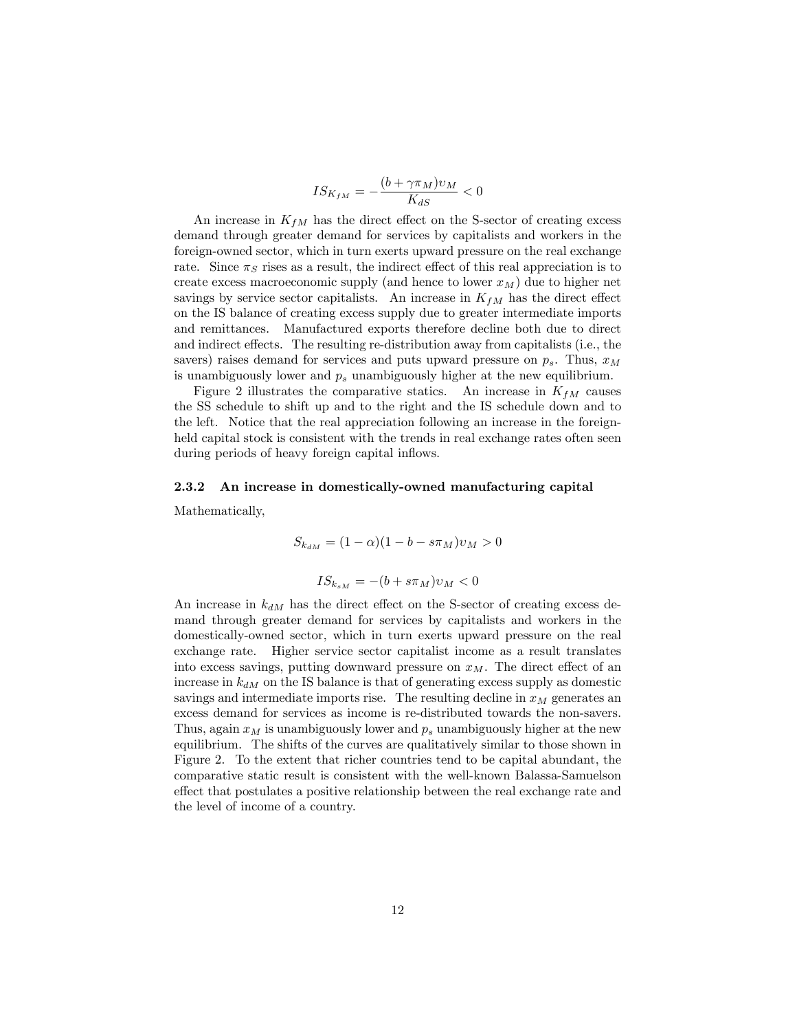$$IS_{K_{fM}} = -\frac{(b + \gamma\pi_M)\upsilon_M}{K_{dS}} < 0$$

An increase in $K_{fM}$ has the direct effect on the S-sector of creating excess demand through greater demand for services by capitalists and workers in the foreign-owned sector, which in turn exerts upward pressure on the real exchange rate. Since $\pi_S$ rises as a result, the indirect effect of this real appreciation is to create excess macroeconomic supply (and hence to lower $x_M$) due to higher net savings by service sector capitalists. An increase in $K_{fM}$ has the direct effect on the IS balance of creating excess supply due to greater intermediate imports and remittances. Manufactured exports therefore decline both due to direct and indirect effects. The resulting re-distribution away from capitalists (i.e., the savers) raises demand for services and puts upward pressure on $p_s$. Thus, $x_M$ is unambiguously lower and $p_s$ unambiguously higher at the new equilibrium.

Figure 2 illustrates the comparative statics. An increase in $K_{fM}$ causes the SS schedule to shift up and to the right and the IS schedule down and to the left. Notice that the real appreciation following an increase in the foreign-held capital stock is consistent with the trends in real exchange rates often seen during periods of heavy foreign capital inflows.

### 2.3.2 An increase in domestically-owned manufacturing capital

Mathematically,

$$S_{k_{dM}} = (1 - \alpha)(1 - b - s\pi_M)\upsilon_M > 0$$

$$IS_{k_{sM}} = -(b + s\pi_M)\upsilon_M < 0$$

An increase in $k_{dM}$ has the direct effect on the S-sector of creating excess demand through greater demand for services by capitalists and workers in the domestically-owned sector, which in turn exerts upward pressure on the real exchange rate. Higher service sector capitalist income as a result translates into excess savings, putting downward pressure on $x_M$. The direct effect of an increase in $k_{dM}$ on the IS balance is that of generating excess supply as domestic savings and intermediate imports rise. The resulting decline in $x_M$ generates an excess demand for services as income is re-distributed towards the non-savers. Thus, again $x_M$ is unambiguously lower and $p_s$ unambiguously higher at the new equilibrium. The shifts of the curves are qualitatively similar to those shown in Figure 2. To the extent that richer countries tend to be capital abundant, the comparative static result is consistent with the well-known Balassa-Samuelson effect that postulates a positive relationship between the real exchange rate and the level of income of a country.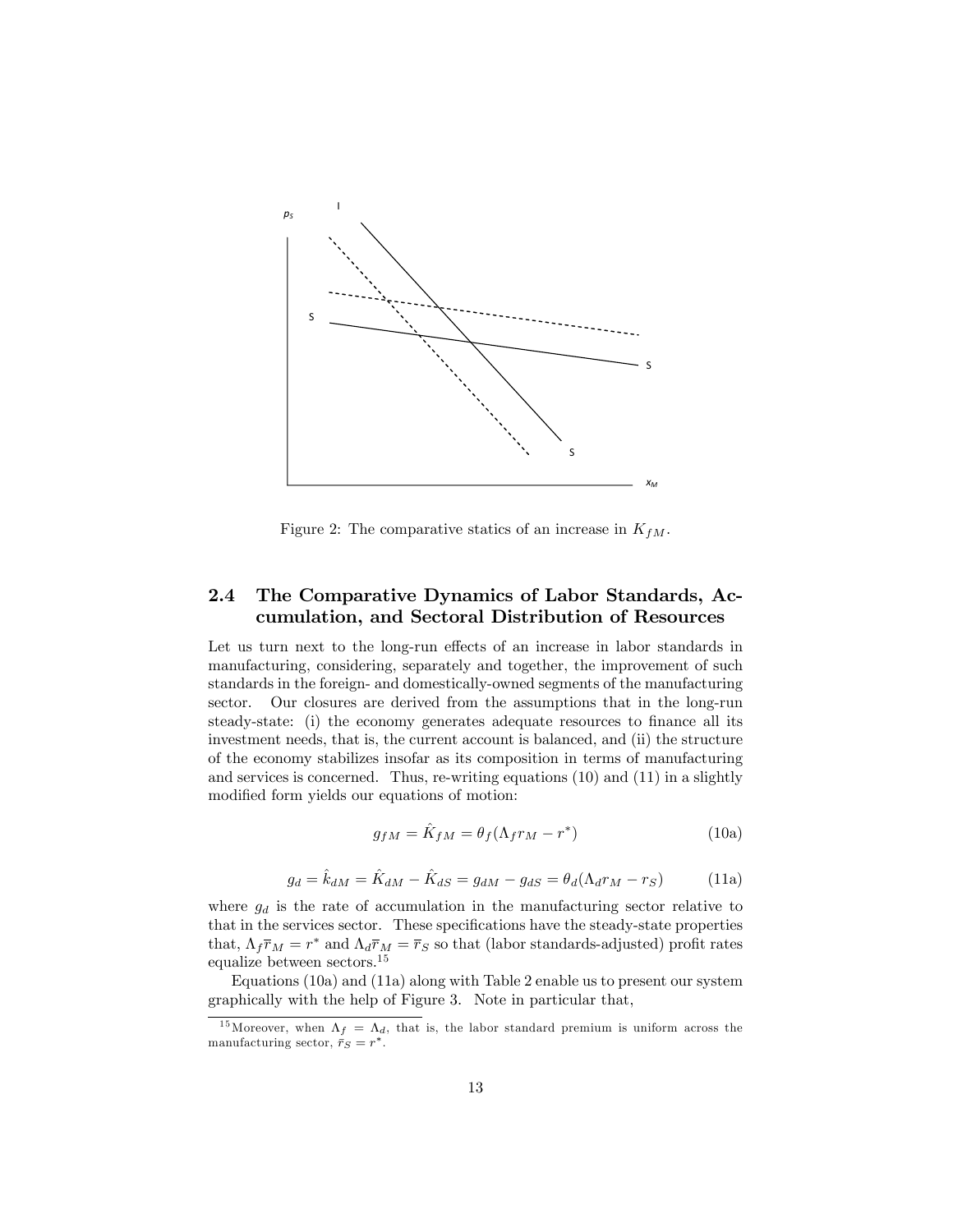Figure 2: The comparative statics of an increase in $K_{fM}$.

### 2.4 The Comparative Dynamics of Labor Standards, Accumulation, and Sectoral Distribution of Resources

Let us turn next to the long-run effects of an increase in labor standards in manufacturing, considering, separately and together, the improvement of such standards in the foreign- and domestically-owned segments of the manufacturing sector. Our closures are derived from the assumptions that in the long-run steady-state: (i) the economy generates adequate resources to finance all its investment needs, that is, the current account is balanced, and (ii) the structure of the economy stabilizes insofar as its composition in terms of manufacturing and services is concerned. Thus, re-writing equations (10) and (11) in a slightly modified form yields our equations of motion:

$$g_{fM} = \hat{K}_{fM} = \theta_f(\Lambda_f r_M - r^*) \tag{10a}$$

$$g_d = \hat{k}_{dM} = \hat{K}_{dM} - \hat{K}_{dS} = g_{dM} - g_{dS} = \theta_d(\Lambda_d r_M - r_S) \tag{11a}$$

where $g_d$ is the rate of accumulation in the manufacturing sector relative to that in the services sector. These specifications have the steady-state properties that, $\Lambda_f \bar{r}_M = r^*$ and $\Lambda_d \bar{r}_M = \bar{r}_S$ so that (labor standards-adjusted) profit rates equalize between sectors.[15]

Equations (10a) and (11a) along with Table 2 enable us to present our system graphically with the help of Figure 3. Note in particular that,

[15] Moreover, when $\Lambda_f = \Lambda_d$, that is, the labor standard premium is uniform across the manufacturing sector, $\bar{r}_S = r^*$.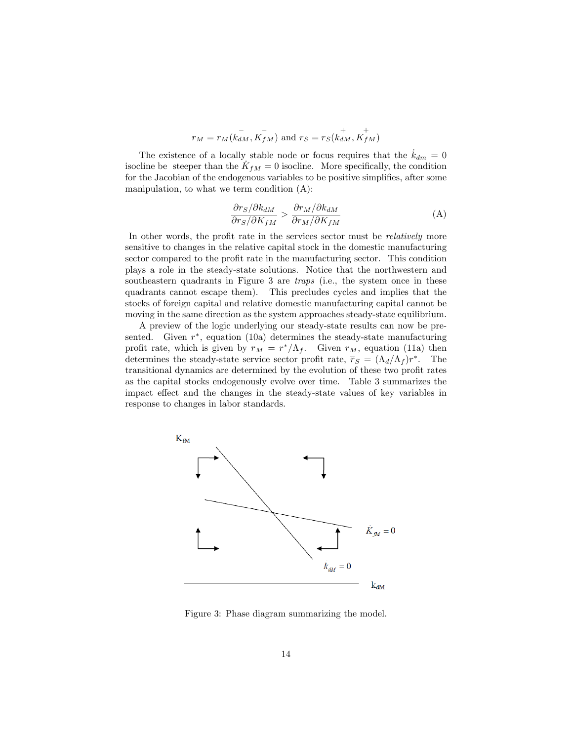$$r_M = r_M(\overset{-}{k_{dM}}, \overset{-}{K_{fM}}) \text{ and } r_S = r_S(\overset{+}{k_{dM}}, \overset{+}{K_{fM}})$$

The existence of a locally stable node or focus requires that the $\dot{k}_{dm} = 0$ isocline be steeper than the $\dot{K}_{fM} = 0$ isocline. More specifically, the condition for the Jacobian of the endogenous variables to be positive simplifies, after some manipulation, to what we term condition (A):

$$\frac{\partial r_S / \partial k_{dM}}{\partial r_S / \partial K_{fM}} > \frac{\partial r_M / \partial k_{dM}}{\partial r_M / \partial K_{fM}} \tag{A}$$

In other words, the profit rate in the services sector must be *relatively* more sensitive to changes in the relative capital stock in the domestic manufacturing sector compared to the profit rate in the manufacturing sector. This condition plays a role in the steady-state solutions. Notice that the northwestern and southeastern quadrants in Figure 3 are *traps* (i.e., the system once in these quadrants cannot escape them). This precludes cycles and implies that the stocks of foreign capital and relative domestic manufacturing capital cannot be moving in the same direction as the system approaches steady-state equilibrium.

A preview of the logic underlying our steady-state results can now be presented. Given $r^*$, equation (10a) determines the steady-state manufacturing profit rate, which is given by $\overline{r}_M = r^*/\Lambda_f$. Given $r_M$, equation (11a) then determines the steady-state service sector profit rate, $\overline{r}_S = (\Lambda_d/\Lambda_f)r^*$. The transitional dynamics are determined by the evolution of these two profit rates as the capital stocks endogenously evolve over time. Table 3 summarizes the impact effect and the changes in the steady-state values of key variables in response to changes in labor standards.

Figure 3: Phase diagram summarizing the model.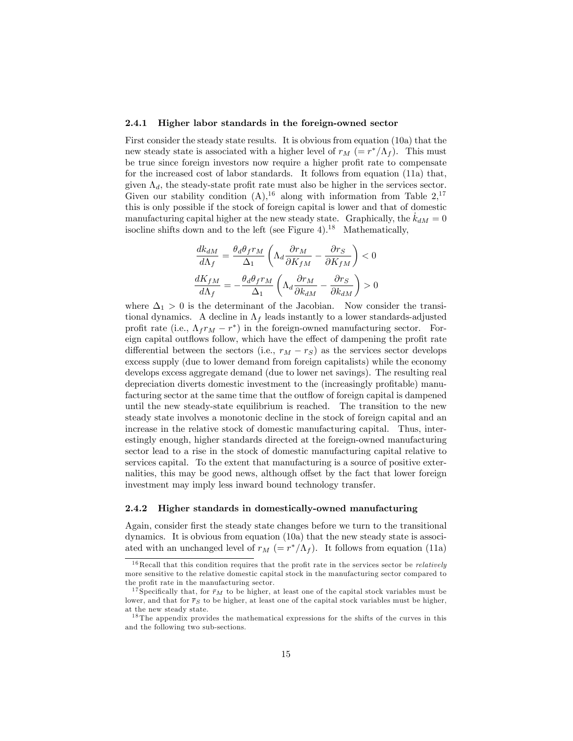### 2.4.1 Higher labor standards in the foreign-owned sector

First consider the steady state results. It is obvious from equation (10a) that the new steady state is associated with a higher level of $r_M$ $(= r^*/\Lambda_f)$. This must be true since foreign investors now require a higher profit rate to compensate for the increased cost of labor standards. It follows from equation (11a) that, given $\Lambda_d$, the steady-state profit rate must also be higher in the services sector. Given our stability condition (A),[16] along with information from Table 2,[17] this is only possible if the stock of foreign capital is lower and that of domestic manufacturing capital higher at the new steady state. Graphically, the $\dot{k}_{dM} = 0$ isocline shifts down and to the left (see Figure 4).[18] Mathematically,

$$\frac{dk_{dM}}{d\Lambda_f} = \frac{\theta_d \theta_f r_M}{\Delta_1} \left( \Lambda_d \frac{\partial r_M}{\partial K_{fM}} - \frac{\partial r_S}{\partial K_{fM}} \right) < 0$$

$$\frac{dK_{fM}}{d\Lambda_f} = -\frac{\theta_d \theta_f r_M}{\Delta_1} \left( \Lambda_d \frac{\partial r_M}{\partial k_{dM}} - \frac{\partial r_S}{\partial k_{dM}} \right) > 0$$

where $\Delta_1 > 0$ is the determinant of the Jacobian. Now consider the transitional dynamics. A decline in $\Lambda_f$ leads instantly to a lower standards-adjusted profit rate (i.e., $\Lambda_f r_M - r^*$) in the foreign-owned manufacturing sector. Foreign capital outflows follow, which have the effect of dampening the profit rate differential between the sectors (i.e., $r_M - r_S$) as the services sector develops excess supply (due to lower demand from foreign capitalists) while the economy develops excess aggregate demand (due to lower net savings). The resulting real depreciation diverts domestic investment to the (increasingly profitable) manufacturing sector at the same time that the outflow of foreign capital is dampened until the new steady-state equilibrium is reached. The transition to the new steady state involves a monotonic decline in the stock of foreign capital and an increase in the relative stock of domestic manufacturing capital. Thus, interestingly enough, higher standards directed at the foreign-owned manufacturing sector lead to a rise in the stock of domestic manufacturing capital relative to services capital. To the extent that manufacturing is a source of positive externalities, this may be good news, although offset by the fact that lower foreign investment may imply less inward bound technology transfer.

### 2.4.2 Higher standards in domestically-owned manufacturing

Again, consider first the steady state changes before we turn to the transitional dynamics. It is obvious from equation (10a) that the new steady state is associated with an unchanged level of $r_M$ $(= r^*/\Lambda_f)$. It follows from equation (11a)

---

[16] Recall that this condition requires that the profit rate in the services sector be *relatively* more sensitive to the relative domestic capital stock in the manufacturing sector compared to the profit rate in the manufacturing sector.

[17] Specifically that, for $\bar{r}_M$ to be higher, at least one of the capital stock variables must be lower, and that for $\bar{r}_S$ to be higher, at least one of the capital stock variables must be higher, at the new steady state.

[18] The appendix provides the mathematical expressions for the shifts of the curves in this and the following two sub-sections.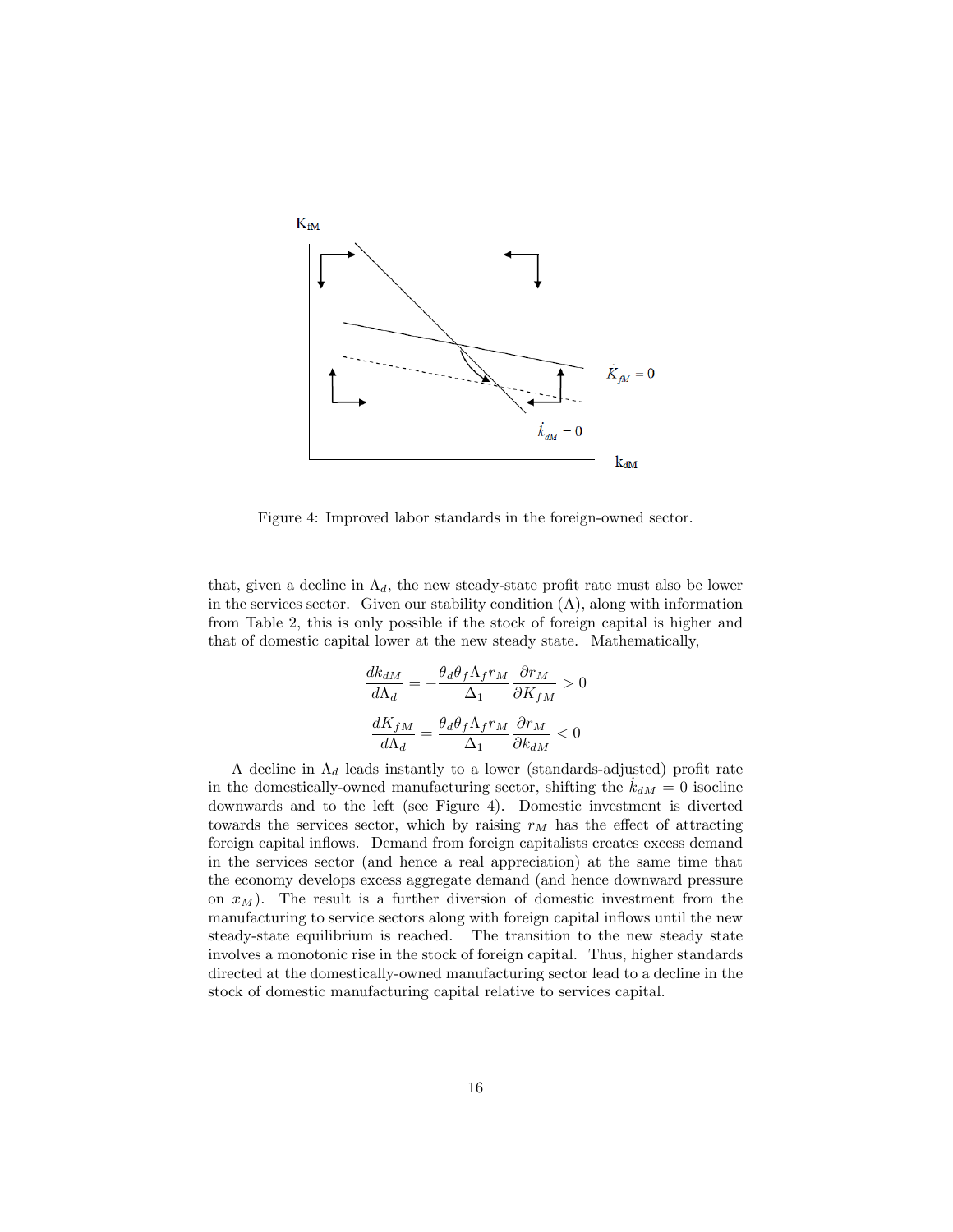Figure 4: Improved labor standards in the foreign-owned sector.

that, given a decline in $\Lambda_d$, the new steady-state profit rate must also be lower in the services sector. Given our stability condition (A), along with information from Table 2, this is only possible if the stock of foreign capital is higher and that of domestic capital lower at the new steady state. Mathematically,

$$\frac{dk_{dM}}{d\Lambda_d} = -\frac{\theta_d \theta_f \Lambda_f r_M}{\Delta_1} \frac{\partial r_M}{\partial K_{fM}} > 0$$

$$\frac{dK_{fM}}{d\Lambda_d} = \frac{\theta_d \theta_f \Lambda_f r_M}{\Delta_1} \frac{\partial r_M}{\partial k_{dM}} < 0$$

A decline in $\Lambda_d$ leads instantly to a lower (standards-adjusted) profit rate in the domestically-owned manufacturing sector, shifting the $\dot{k}_{dM} = 0$ isocline downwards and to the left (see Figure 4). Domestic investment is diverted towards the services sector, which by raising $r_M$ has the effect of attracting foreign capital inflows. Demand from foreign capitalists creates excess demand in the services sector (and hence a real appreciation) at the same time that the economy develops excess aggregate demand (and hence downward pressure on $x_M$). The result is a further diversion of domestic investment from the manufacturing to service sectors along with foreign capital inflows until the new steady-state equilibrium is reached. The transition to the new steady state involves a monotonic rise in the stock of foreign capital. Thus, higher standards directed at the domestically-owned manufacturing sector lead to a decline in the stock of domestic manufacturing capital relative to services capital.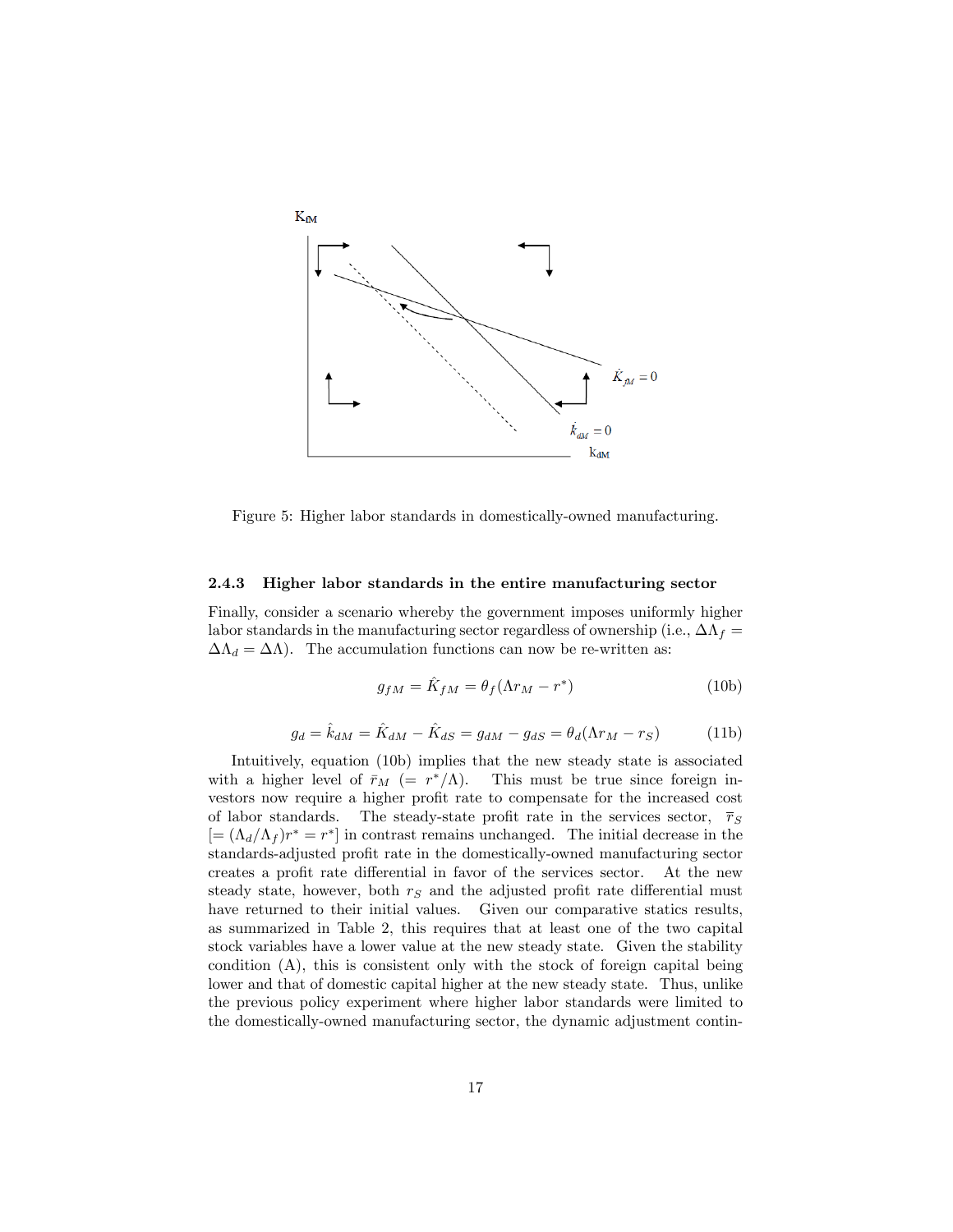Figure 5: Higher labor standards in domestically-owned manufacturing.

### 2.4.3 Higher labor standards in the entire manufacturing sector

Finally, consider a scenario whereby the government imposes uniformly higher labor standards in the manufacturing sector regardless of ownership (i.e., $\Delta\Lambda_f = \Delta\Lambda_d = \Delta\Lambda$). The accumulation functions can now be re-written as:

$$g_{fM} = \hat{K}_{fM} = \theta_f(\Lambda r_M - r^*) \tag{10b}$$

$$g_d = \hat{k}_{dM} = \hat{K}_{dM} - \hat{K}_{dS} = g_{dM} - g_{dS} = \theta_d(\Lambda r_M - r_S) \tag{11b}$$

Intuitively, equation (10b) implies that the new steady state is associated with a higher level of $\bar{r}_M$ $(= r^*/\Lambda)$. This must be true since foreign investors now require a higher profit rate to compensate for the increased cost of labor standards. The steady-state profit rate in the services sector, $\bar{r}_S$ $[= (\Lambda_d/\Lambda_f)r^* = r^*]$ in contrast remains unchanged. The initial decrease in the standards-adjusted profit rate in the domestically-owned manufacturing sector creates a profit rate differential in favor of the services sector. At the new steady state, however, both $r_S$ and the adjusted profit rate differential must have returned to their initial values. Given our comparative statics results, as summarized in Table 2, this requires that at least one of the two capital stock variables have a lower value at the new steady state. Given the stability condition (A), this is consistent only with the stock of foreign capital being lower and that of domestic capital higher at the new steady state. Thus, unlike the previous policy experiment where higher labor standards were limited to the domestically-owned manufacturing sector, the dynamic adjustment contin-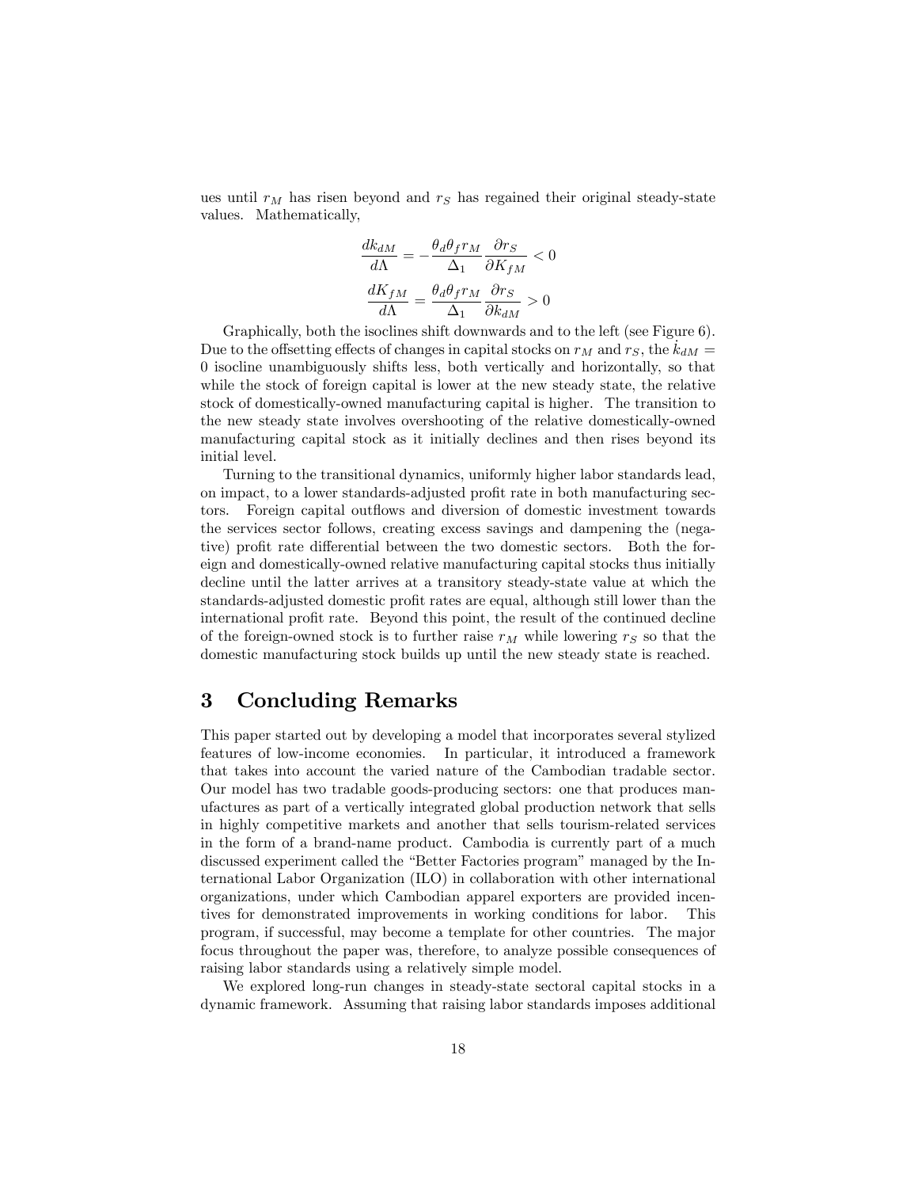ues until $r_M$ has risen beyond and $r_S$ has regained their original steady-state values. Mathematically,

$$\frac{dk_{dM}}{d\Lambda} = -\frac{\theta_d \theta_f r_M}{\Delta_1} \frac{\partial r_S}{\partial K_{fM}} < 0$$

$$\frac{dK_{fM}}{d\Lambda} = \frac{\theta_d \theta_f r_M}{\Delta_1} \frac{\partial r_S}{\partial k_{dM}} > 0$$

Graphically, both the isoclines shift downwards and to the left (see Figure 6). Due to the offsetting effects of changes in capital stocks on $r_M$ and $r_S$, the $\dot{k}_{dM} = 0$ isocline unambiguously shifts less, both vertically and horizontally, so that while the stock of foreign capital is lower at the new steady state, the relative stock of domestically-owned manufacturing capital is higher. The transition to the new steady state involves overshooting of the relative domestically-owned manufacturing capital stock as it initially declines and then rises beyond its initial level.

Turning to the transitional dynamics, uniformly higher labor standards lead, on impact, to a lower standards-adjusted profit rate in both manufacturing sectors. Foreign capital outflows and diversion of domestic investment towards the services sector follows, creating excess savings and dampening the (negative) profit rate differential between the two domestic sectors. Both the foreign and domestically-owned relative manufacturing capital stocks thus initially decline until the latter arrives at a transitory steady-state value at which the standards-adjusted domestic profit rates are equal, although still lower than the international profit rate. Beyond this point, the result of the continued decline of the foreign-owned stock is to further raise $r_M$ while lowering $r_S$ so that the domestic manufacturing stock builds up until the new steady state is reached.

## 3 Concluding Remarks

This paper started out by developing a model that incorporates several stylized features of low-income economies. In particular, it introduced a framework that takes into account the varied nature of the Cambodian tradable sector. Our model has two tradable goods-producing sectors: one that produces manufactures as part of a vertically integrated global production network that sells in highly competitive markets and another that sells tourism-related services in the form of a brand-name product. Cambodia is currently part of a much discussed experiment called the "Better Factories program" managed by the International Labor Organization (ILO) in collaboration with other international organizations, under which Cambodian apparel exporters are provided incentives for demonstrated improvements in working conditions for labor. This program, if successful, may become a template for other countries. The major focus throughout the paper was, therefore, to analyze possible consequences of raising labor standards using a relatively simple model.

We explored long-run changes in steady-state sectoral capital stocks in a dynamic framework. Assuming that raising labor standards imposes additional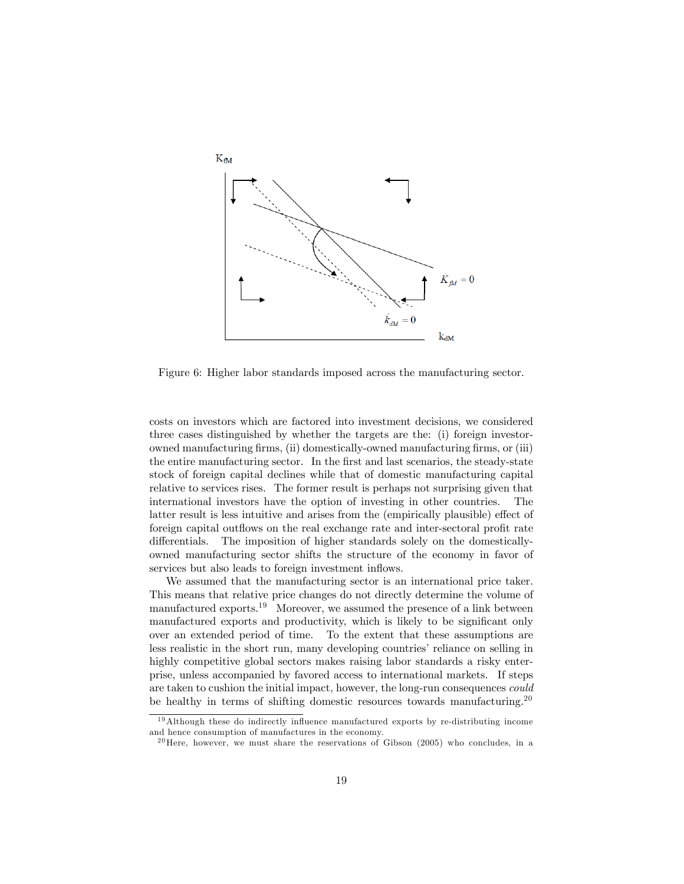Figure 6: Higher labor standards imposed across the manufacturing sector.

costs on investors which are factored into investment decisions, we considered three cases distinguished by whether the targets are the: (i) foreign investor-owned manufacturing firms, (ii) domestically-owned manufacturing firms, or (iii) the entire manufacturing sector. In the first and last scenarios, the steady-state stock of foreign capital declines while that of domestic manufacturing capital relative to services rises. The former result is perhaps not surprising given that international investors have the option of investing in other countries. The latter result is less intuitive and arises from the (empirically plausible) effect of foreign capital outflows on the real exchange rate and inter-sectoral profit rate differentials. The imposition of higher standards solely on the domestically-owned manufacturing sector shifts the structure of the economy in favor of services but also leads to foreign investment inflows.

We assumed that the manufacturing sector is an international price taker. This means that relative price changes do not directly determine the volume of manufactured exports.[19] Moreover, we assumed the presence of a link between manufactured exports and productivity, which is likely to be significant only over an extended period of time. To the extent that these assumptions are less realistic in the short run, many developing countries' reliance on selling in highly competitive global sectors makes raising labor standards a risky enterprise, unless accompanied by favored access to international markets. If steps are taken to cushion the initial impact, however, the long-run consequences *could* be healthy in terms of shifting domestic resources towards manufacturing.[20]

[19] Although these do indirectly influence manufactured exports by re-distributing income and hence consumption of manufactures in the economy.

[20] Here, however, we must share the reservations of Gibson (2005) who concludes, in a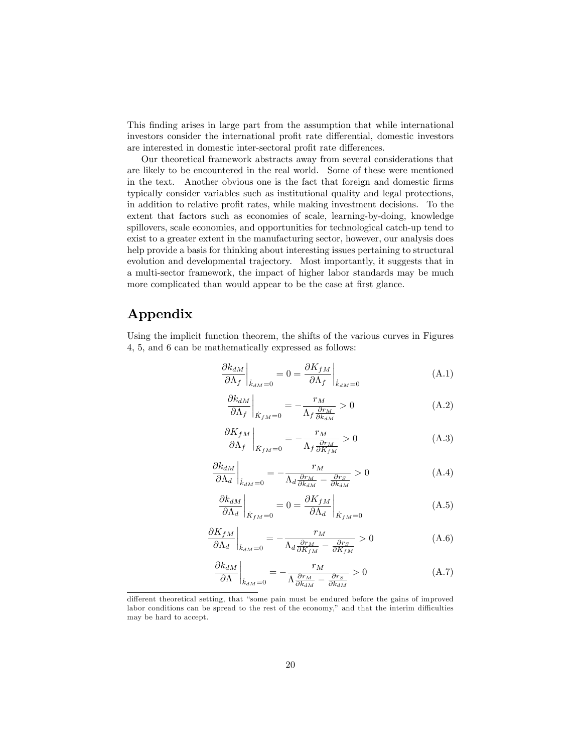This finding arises in large part from the assumption that while international investors consider the international profit rate differential, domestic investors are interested in domestic inter-sectoral profit rate differences.

Our theoretical framework abstracts away from several considerations that are likely to be encountered in the real world. Some of these were mentioned in the text. Another obvious one is the fact that foreign and domestic firms typically consider variables such as institutional quality and legal protections, in addition to relative profit rates, while making investment decisions. To the extent that factors such as economies of scale, learning-by-doing, knowledge spillovers, scale economies, and opportunities for technological catch-up tend to exist to a greater extent in the manufacturing sector, however, our analysis does help provide a basis for thinking about interesting issues pertaining to structural evolution and developmental trajectory. Most importantly, it suggests that in a multi-sector framework, the impact of higher labor standards may be much more complicated than would appear to be the case at first glance.

## Appendix

Using the implicit function theorem, the shifts of the various curves in Figures 4, 5, and 6 can be mathematically expressed as follows:

$$\left.\frac{\partial k_{dM}}{\partial \Lambda_f}\right|_{\dot{k}_{dM}=0} = 0 = \left.\frac{\partial K_{fM}}{\partial \Lambda_f}\right|_{\dot{k}_{dM}=0} \tag{A.1}$$

$$\left.\frac{\partial k_{dM}}{\partial \Lambda_f}\right|_{\dot{K}_{fM}=0} = -\frac{r_M}{\Lambda_f \frac{\partial r_M}{\partial k_{dM}}} > 0 \tag{A.2}$$

$$\left.\frac{\partial K_{fM}}{\partial \Lambda_f}\right|_{\dot{K}_{fM}=0} = -\frac{r_M}{\Lambda_f \frac{\partial r_M}{\partial K_{fM}}} > 0 \tag{A.3}$$

$$\left.\frac{\partial k_{dM}}{\partial \Lambda_d}\right|_{\dot{k}_{dM}=0} = -\frac{r_M}{\Lambda_d \frac{\partial r_M}{\partial k_{dM}} - \frac{\partial r_S}{\partial k_{dM}}} > 0 \tag{A.4}$$

$$\left.\frac{\partial k_{dM}}{\partial \Lambda_d}\right|_{\dot{K}_{fM}=0} = 0 = \left.\frac{\partial K_{fM}}{\partial \Lambda_d}\right|_{\dot{K}_{fM}=0} \tag{A.5}$$

$$\left.\frac{\partial K_{fM}}{\partial \Lambda_d}\right|_{\dot{k}_{dM}=0} = -\frac{r_M}{\Lambda_d \frac{\partial r_M}{\partial K_{fM}} - \frac{\partial r_S}{\partial K_{fM}}} > 0 \tag{A.6}$$

$$\left.\frac{\partial k_{dM}}{\partial \Lambda}\right|_{\dot{k}_{dM}=0} = -\frac{r_M}{\Lambda \frac{\partial r_M}{\partial k_{dM}} - \frac{\partial r_S}{\partial k_{dM}}} > 0 \tag{A.7}$$

different theoretical setting, that "some pain must be endured before the gains of improved labor conditions can be spread to the rest of the economy," and that the interim difficulties may be hard to accept.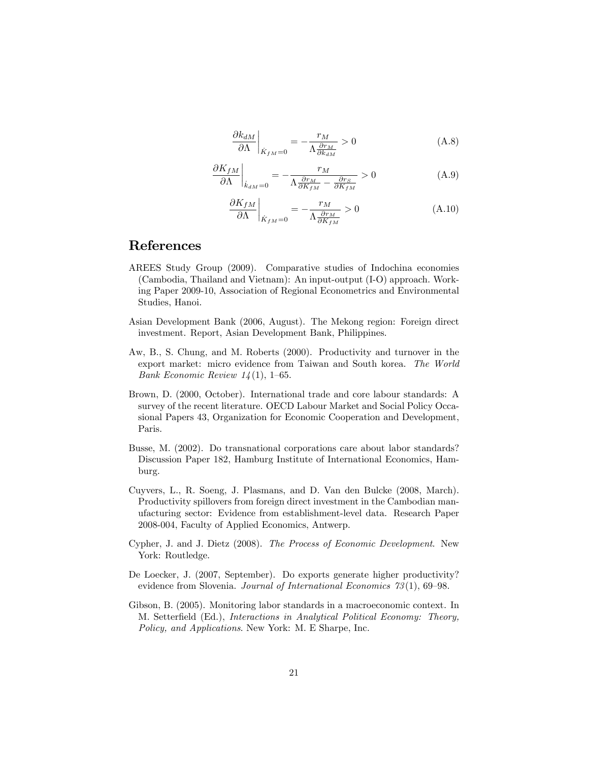$$\left.\frac{\partial k_{dM}}{\partial \Lambda}\right|_{\dot{K}_{fM}=0} = -\frac{r_M}{\Lambda \frac{\partial r_M}{\partial k_{dM}}} > 0 \tag{A.8}$$

$$\left.\frac{\partial K_{fM}}{\partial \Lambda}\right|_{\dot{k}_{dM}=0} = -\frac{r_M}{\Lambda \frac{\partial r_M}{\partial K_{fM}} - \frac{\partial r_S}{\partial K_{fM}}} > 0 \tag{A.9}$$

$$\left.\frac{\partial K_{fM}}{\partial \Lambda}\right|_{\dot{K}_{fM}=0} = -\frac{r_M}{\Lambda \frac{\partial r_M}{\partial K_{fM}}} > 0 \tag{A.10}$$

# References

AREES Study Group (2009). Comparative studies of Indochina economies (Cambodia, Thailand and Vietnam): An input-output (I-O) approach. Working Paper 2009-10, Association of Regional Econometrics and Environmental Studies, Hanoi.

Asian Development Bank (2006, August). The Mekong region: Foreign direct investment. Report, Asian Development Bank, Philippines.

Aw, B., S. Chung, and M. Roberts (2000). Productivity and turnover in the export market: micro evidence from Taiwan and South korea. *The World Bank Economic Review 14*(1), 1–65.

Brown, D. (2000, October). International trade and core labour standards: A survey of the recent literature. OECD Labour Market and Social Policy Occasional Papers 43, Organization for Economic Cooperation and Development, Paris.

Busse, M. (2002). Do transnational corporations care about labor standards? Discussion Paper 182, Hamburg Institute of International Economics, Hamburg.

Cuyvers, L., R. Soeng, J. Plasmans, and D. Van den Bulcke (2008, March). Productivity spillovers from foreign direct investment in the Cambodian manufacturing sector: Evidence from establishment-level data. Research Paper 2008-004, Faculty of Applied Economics, Antwerp.

Cypher, J. and J. Dietz (2008). *The Process of Economic Development*. New York: Routledge.

De Loecker, J. (2007, September). Do exports generate higher productivity? evidence from Slovenia. *Journal of International Economics 73*(1), 69–98.

Gibson, B. (2005). Monitoring labor standards in a macroeconomic context. In M. Setterfield (Ed.), *Interactions in Analytical Political Economy: Theory, Policy, and Applications*. New York: M. E Sharpe, Inc.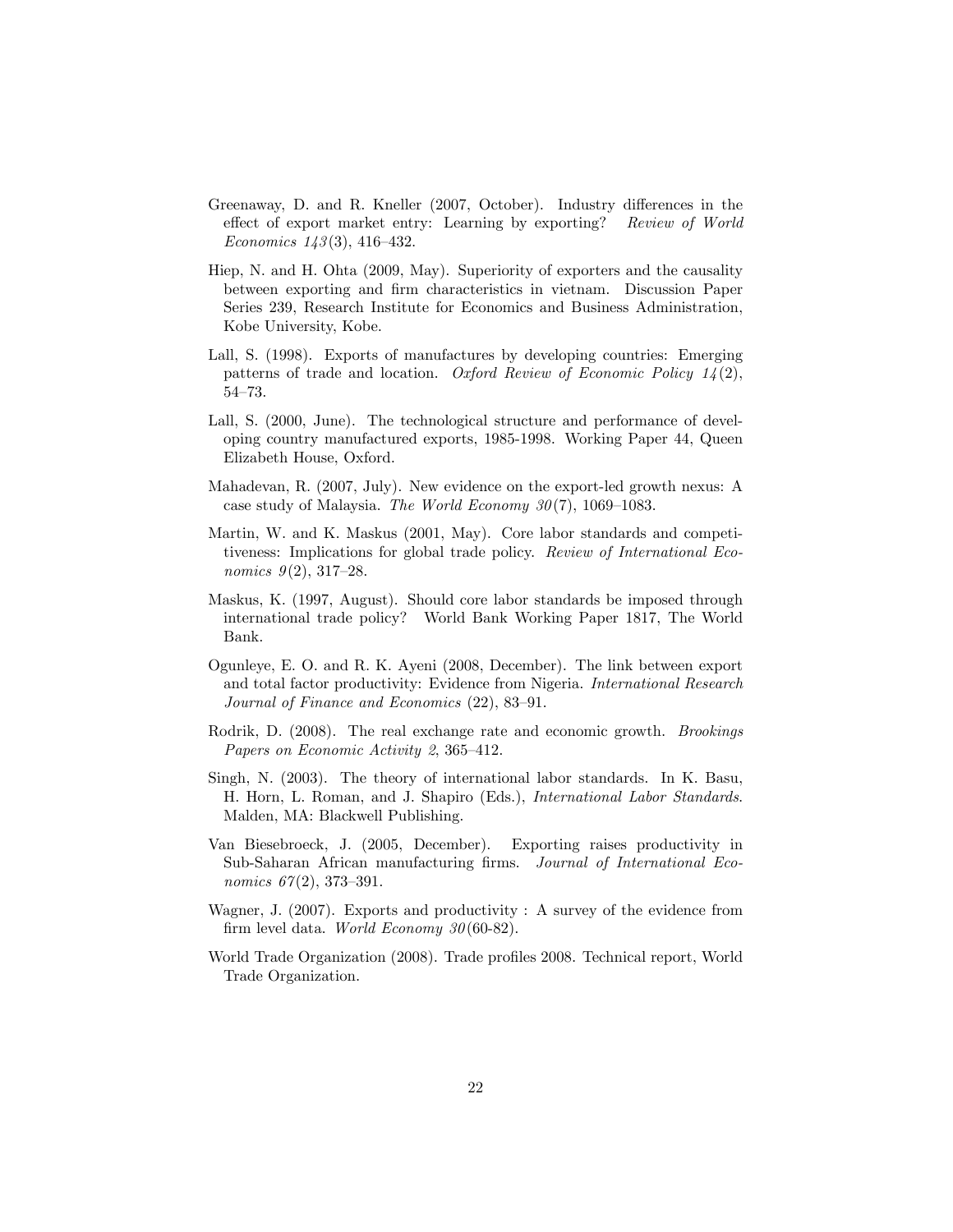Greenaway, D. and R. Kneller (2007, October). Industry differences in the effect of export market entry: Learning by exporting? *Review of World Economics 143*(3), 416–432.

Hiep, N. and H. Ohta (2009, May). Superiority of exporters and the causality between exporting and firm characteristics in vietnam. Discussion Paper Series 239, Research Institute for Economics and Business Administration, Kobe University, Kobe.

Lall, S. (1998). Exports of manufactures by developing countries: Emerging patterns of trade and location. *Oxford Review of Economic Policy 14*(2), 54–73.

Lall, S. (2000, June). The technological structure and performance of developing country manufactured exports, 1985-1998. Working Paper 44, Queen Elizabeth House, Oxford.

Mahadevan, R. (2007, July). New evidence on the export-led growth nexus: A case study of Malaysia. *The World Economy 30*(7), 1069–1083.

Martin, W. and K. Maskus (2001, May). Core labor standards and competitiveness: Implications for global trade policy. *Review of International Economics 9*(2), 317–28.

Maskus, K. (1997, August). Should core labor standards be imposed through international trade policy? World Bank Working Paper 1817, The World Bank.

Ogunleye, E. O. and R. K. Ayeni (2008, December). The link between export and total factor productivity: Evidence from Nigeria. *International Research Journal of Finance and Economics* (22), 83–91.

Rodrik, D. (2008). The real exchange rate and economic growth. *Brookings Papers on Economic Activity 2*, 365–412.

Singh, N. (2003). The theory of international labor standards. In K. Basu, H. Horn, L. Roman, and J. Shapiro (Eds.), *International Labor Standards*. Malden, MA: Blackwell Publishing.

Van Biesebroeck, J. (2005, December). Exporting raises productivity in Sub-Saharan African manufacturing firms. *Journal of International Economics 67*(2), 373–391.

Wagner, J. (2007). Exports and productivity : A survey of the evidence from firm level data. *World Economy 30*(60-82).

World Trade Organization (2008). Trade profiles 2008. Technical report, World Trade Organization.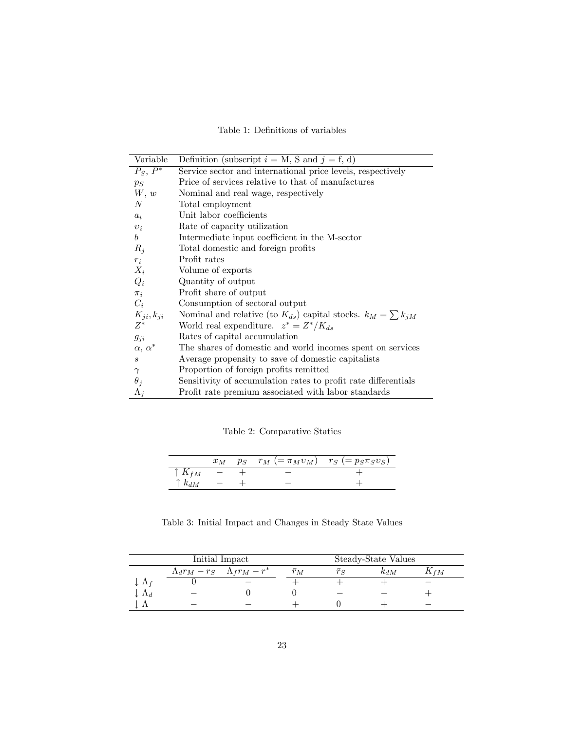Table 1: Definitions of variables

| Variable | Definition (subscript $i$ = M, S and $j$ = f, d) |
|---|---|
| $P_S$, $P^*$ | Service sector and international price levels, respectively |
| $p_S$ | Price of services relative to that of manufactures |
| $W$, $w$ | Nominal and real wage, respectively |
| $N$ | Total employment |
| $a_i$ | Unit labor coefficients |
| $\upsilon_i$ | Rate of capacity utilization |
| $b$ | Intermediate input coefficient in the M-sector |
| $R_j$ | Total domestic and foreign profits |
| $r_i$ | Profit rates |
| $X_i$ | Volume of exports |
| $Q_i$ | Quantity of output |
| $\pi_i$ | Profit share of output |
| $C_i$ | Consumption of sectoral output |
| $K_{ji}, k_{ji}$ | Nominal and relative (to $K_{ds}$) capital stocks. $k_M = \sum k_{jM}$ |
| $Z^*$ | World real expenditure. $z^* = Z^*/K_{ds}$ |
| $g_{ji}$ | Rates of capital accumulation |
| $\alpha$, $\alpha^*$ | The shares of domestic and world incomes spent on services |
| $s$ | Average propensity to save of domestic capitalists |
| $\gamma$ | Proportion of foreign profits remitted |
| $\theta_j$ | Sensitivity of accumulation rates to profit rate differentials |
| $\Lambda_j$ | Profit rate premium associated with labor standards |

Table 2: Comparative Statics

| | $x_M$ | $p_S$ | $r_M$ $(= \pi_M \upsilon_M)$ | $r_S$ $(= p_S \pi_S \upsilon_S)$ |
|---|---|---|---|---|
| $\uparrow K_{fM}$ | $-$ | $+$ | $-$ | $+$ |
| $\uparrow k_{dM}$ | $-$ | $+$ | $-$ | $+$ |

Table 3: Initial Impact and Changes in Steady State Values

| | Initial Impact | | Steady-State Values | | | |
|---|---|---|---|---|---|---|
| | $\Lambda_d r_M - r_S$ | $\Lambda_f r_M - r^*$ | $\bar{r}_M$ | $\bar{r}_S$ | $\bar{k}_{dM}$ | $\bar{K}_{fM}$ |
| $\downarrow \Lambda_f$ | 0 | $-$ | $+$ | $+$ | $+$ | $-$ |
| $\downarrow \Lambda_d$ | $-$ | 0 | 0 | $-$ | $-$ | $+$ |
| $\downarrow \Lambda$ | $-$ | $-$ | $+$ | 0 | $+$ | $-$ |